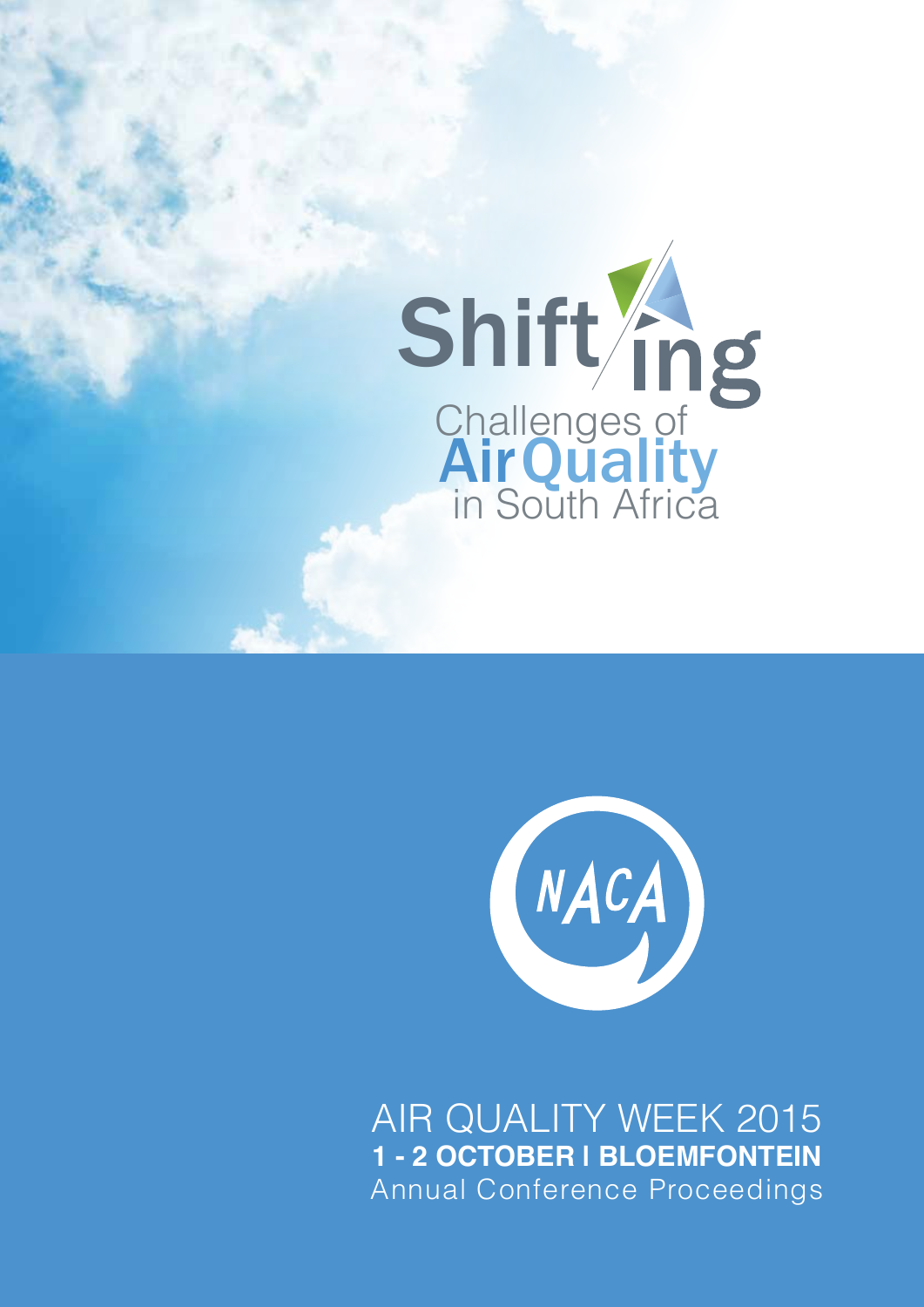# Shift/ing Challenges of Air Quality in South Africa

NACA

AIR QUALITY WEEK 2015

**1 - 2 OCTOBER I BLOEMFONTEIN**

Annual Conference Proceedings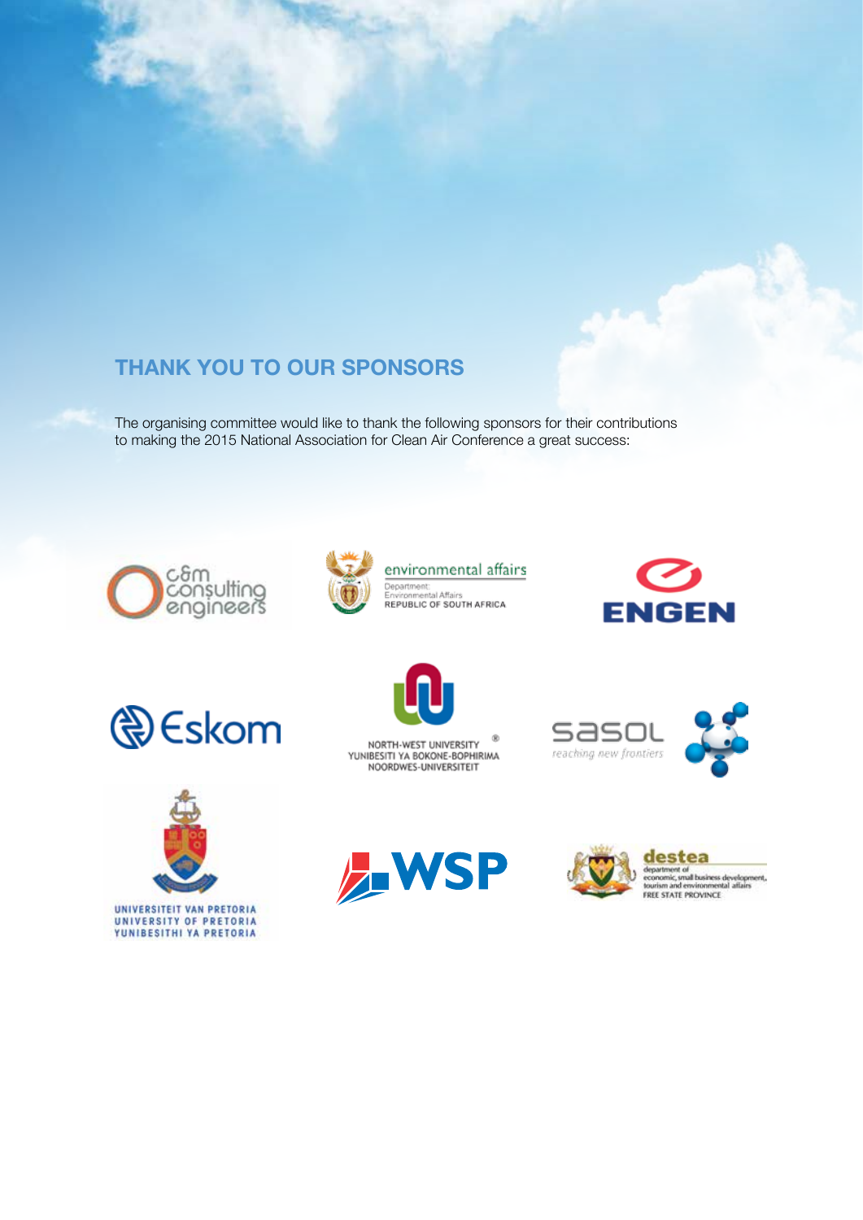## THANK YOU TO OUR SPONSORS

The organising committee would like to thank the following sponsors for their contributions to making the 2015 National Association for Clean Air Conference a great success:

c&m consulting engineers

environmental affairs
Department: Environmental Affairs
REPUBLIC OF SOUTH AFRICA

ENGEN

Eskom

NORTH-WEST UNIVERSITY
YUNIBESITI YA BOKONE-BOPHIRIMA
NOORDWES-UNIVERSITEIT

sasol
reaching new frontiers

UNIVERSITEIT VAN PRETORIA
UNIVERSITY OF PRETORIA
YUNIBESITHI YA PRETORIA

WSP

destea
department of economic, small business development, tourism and environmental affairs
FREE STATE PROVINCE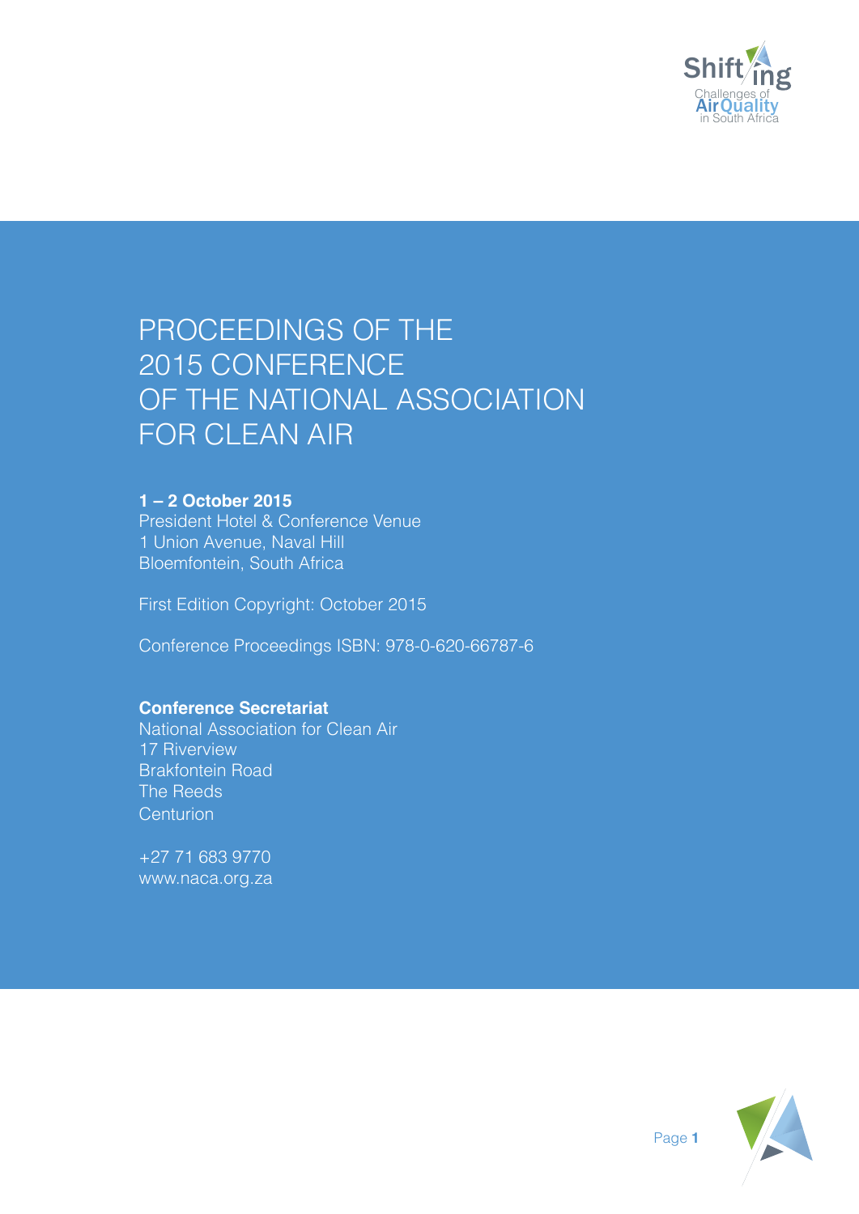# PROCEEDINGS OF THE 2015 CONFERENCE OF THE NATIONAL ASSOCIATION FOR CLEAN AIR

**1 – 2 October 2015**
President Hotel & Conference Venue
1 Union Avenue, Naval Hill
Bloemfontein, South Africa

First Edition Copyright: October 2015

Conference Proceedings ISBN: 978-0-620-66787-6

**Conference Secretariat**
National Association for Clean Air
17 Riverview
Brakfontein Road
The Reeds
Centurion

+27 71 683 9770
www.naca.org.za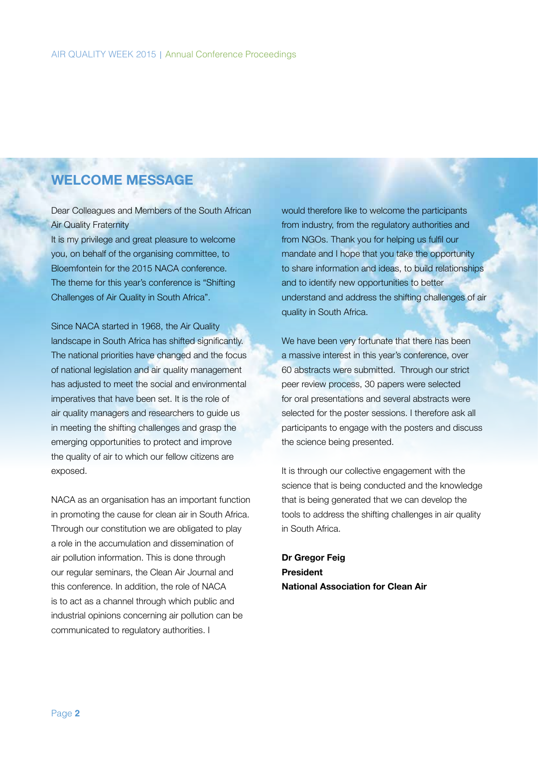## WELCOME MESSAGE

Dear Colleagues and Members of the South African Air Quality Fraternity

It is my privilege and great pleasure to welcome you, on behalf of the organising committee, to Bloemfontein for the 2015 NACA conference. The theme for this year's conference is "Shifting Challenges of Air Quality in South Africa".

Since NACA started in 1968, the Air Quality landscape in South Africa has shifted significantly. The national priorities have changed and the focus of national legislation and air quality management has adjusted to meet the social and environmental imperatives that have been set. It is the role of air quality managers and researchers to guide us in meeting the shifting challenges and grasp the emerging opportunities to protect and improve the quality of air to which our fellow citizens are exposed.

NACA as an organisation has an important function in promoting the cause for clean air in South Africa. Through our constitution we are obligated to play a role in the accumulation and dissemination of air pollution information. This is done through our regular seminars, the Clean Air Journal and this conference. In addition, the role of NACA is to act as a channel through which public and industrial opinions concerning air pollution can be communicated to regulatory authorities. I would therefore like to welcome the participants from industry, from the regulatory authorities and from NGOs. Thank you for helping us fulfil our mandate and I hope that you take the opportunity to share information and ideas, to build relationships and to identify new opportunities to better understand and address the shifting challenges of air quality in South Africa.

We have been very fortunate that there has been a massive interest in this year's conference, over 60 abstracts were submitted. Through our strict peer review process, 30 papers were selected for oral presentations and several abstracts were selected for the poster sessions. I therefore ask all participants to engage with the posters and discuss the science being presented.

It is through our collective engagement with the science that is being conducted and the knowledge that is being generated that we can develop the tools to address the shifting challenges in air quality in South Africa.

**Dr Gregor Feig**
**President**
**National Association for Clean Air**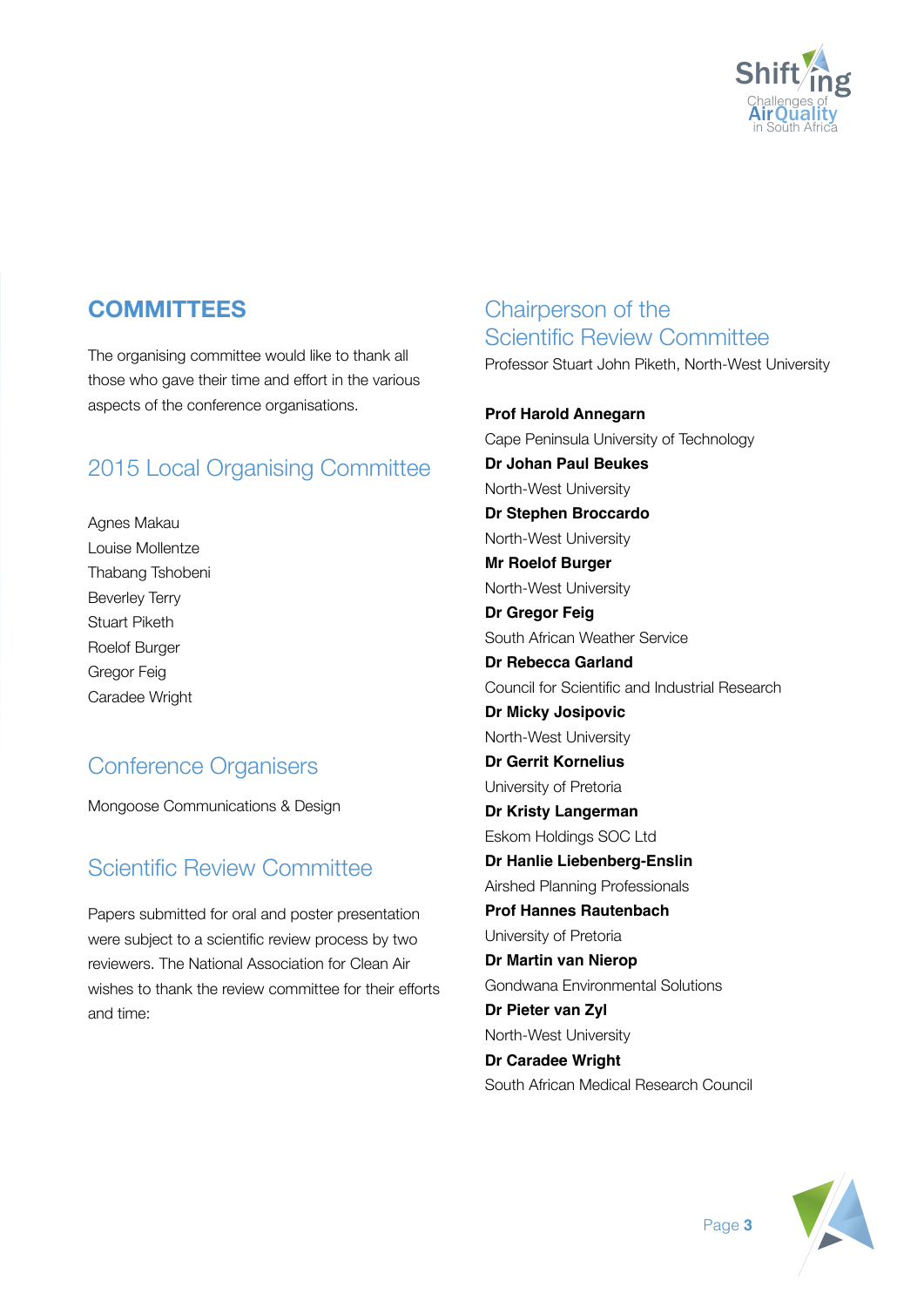# COMMITTEES

The organising committee would like to thank all those who gave their time and effort in the various aspects of the conference organisations.

## 2015 Local Organising Committee

Agnes Makau
Louise Mollentze
Thabang Tshobeni
Beverley Terry
Stuart Piketh
Roelof Burger
Gregor Feig
Caradee Wright

## Conference Organisers

Mongoose Communications & Design

## Scientific Review Committee

Papers submitted for oral and poster presentation were subject to a scientific review process by two reviewers. The National Association for Clean Air wishes to thank the review committee for their efforts and time:

## Chairperson of the Scientific Review Committee

Professor Stuart John Piketh, North-West University

**Prof Harold Annegarn**
Cape Peninsula University of Technology
**Dr Johan Paul Beukes**
North-West University
**Dr Stephen Broccardo**
North-West University
**Mr Roelof Burger**
North-West University
**Dr Gregor Feig**
South African Weather Service
**Dr Rebecca Garland**
Council for Scientific and Industrial Research
**Dr Micky Josipovic**
North-West University
**Dr Gerrit Kornelius**
University of Pretoria
**Dr Kristy Langerman**
Eskom Holdings SOC Ltd
**Dr Hanlie Liebenberg-Enslin**
Airshed Planning Professionals
**Prof Hannes Rautenbach**
University of Pretoria
**Dr Martin van Nierop**
Gondwana Environmental Solutions
**Dr Pieter van Zyl**
North-West University
**Dr Caradee Wright**
South African Medical Research Council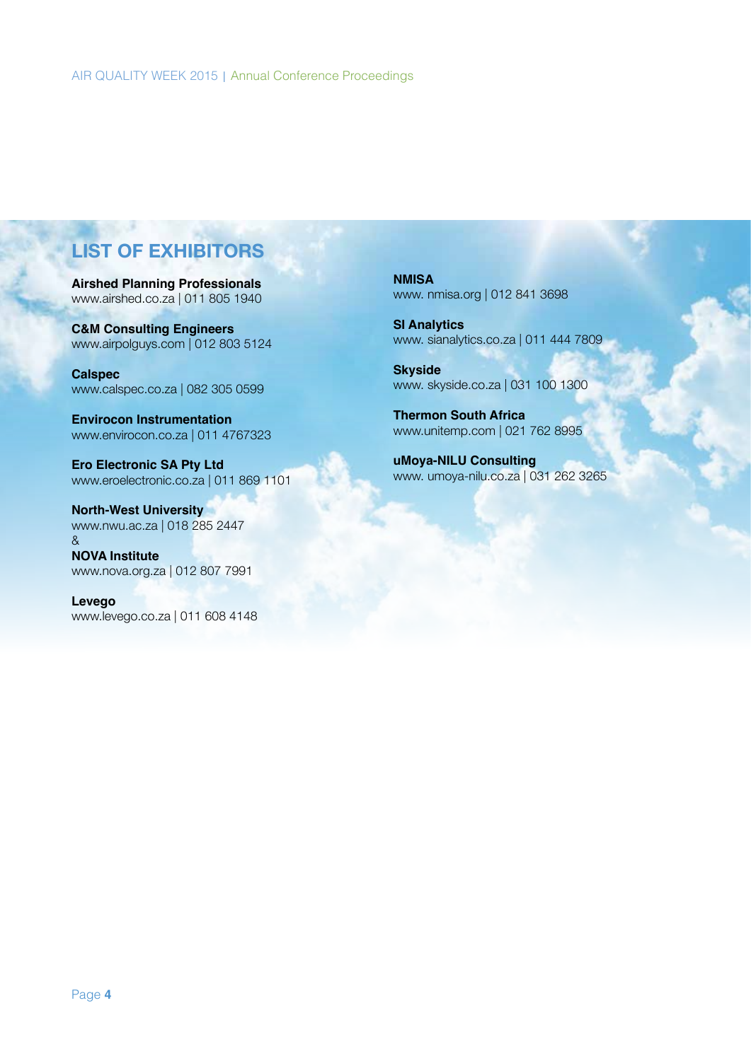## LIST OF EXHIBITORS

**Airshed Planning Professionals**
www.airshed.co.za | 011 805 1940

**C&M Consulting Engineers**
www.airpolguys.com | 012 803 5124

**Calspec**
www.calspec.co.za | 082 305 0599

**Envirocon Instrumentation**
www.envirocon.co.za | 011 4767323

**Ero Electronic SA Pty Ltd**
www.eroelectronic.co.za | 011 869 1101

**North-West University**
www.nwu.ac.za | 018 285 2447
&
**NOVA Institute**
www.nova.org.za | 012 807 7991

**Levego**
www.levego.co.za | 011 608 4148

**NMISA**
www. nmisa.org | 012 841 3698

**SI Analytics**
www. sianalytics.co.za | 011 444 7809

**Skyside**
www. skyside.co.za | 031 100 1300

**Thermon South Africa**
www.unitemp.com | 021 762 8995

**uMoya-NILU Consulting**
www. umoya-nilu.co.za | 031 262 3265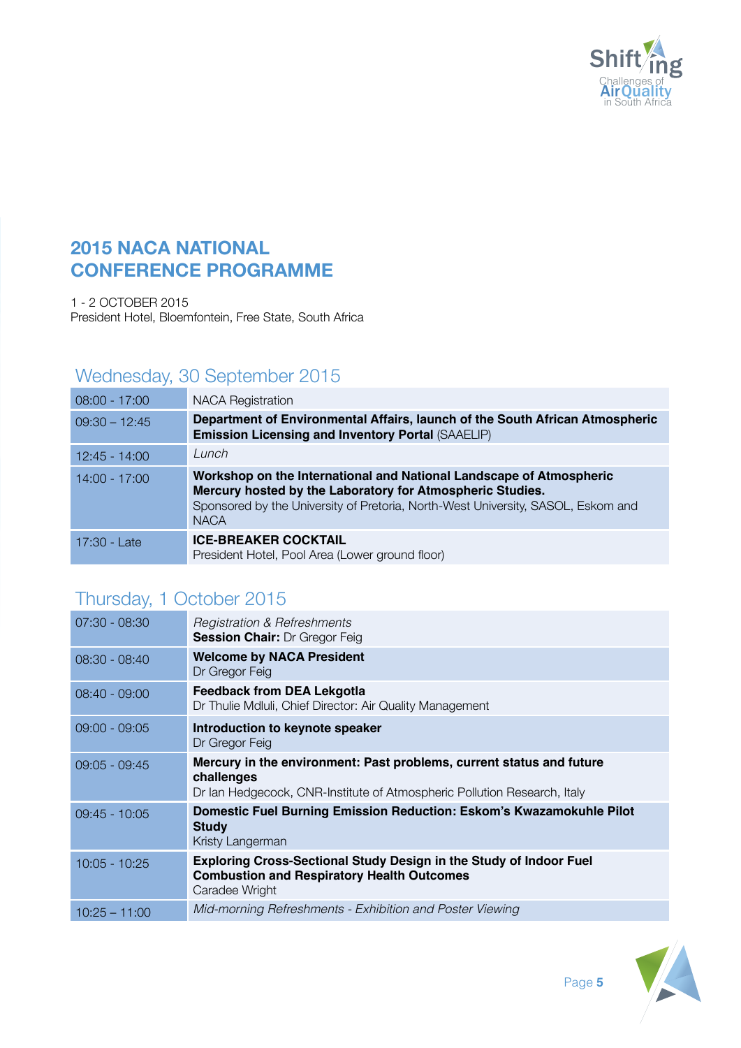# 2015 NACA NATIONAL CONFERENCE PROGRAMME

1 - 2 OCTOBER 2015
President Hotel, Bloemfontein, Free State, South Africa

## Wednesday, 30 September 2015

| Time | Programme |
|---|---|
| 08:00 - 17:00 | NACA Registration |
| 09:30 – 12:45 | **Department of Environmental Affairs, launch of the South African Atmospheric Emission Licensing and Inventory Portal** (SAAELIP) |
| 12:45 - 14:00 | *Lunch* |
| 14:00 - 17:00 | **Workshop on the International and National Landscape of Atmospheric Mercury hosted by the Laboratory for Atmospheric Studies.** Sponsored by the University of Pretoria, North-West University, SASOL, Eskom and NACA |
| 17:30 - Late | **ICE-BREAKER COCKTAIL** President Hotel, Pool Area (Lower ground floor) |

## Thursday, 1 October 2015

| Time | Programme |
|---|---|
| 07:30 - 08:30 | *Registration & Refreshments* **Session Chair:** Dr Gregor Feig |
| 08:30 - 08:40 | **Welcome by NACA President** Dr Gregor Feig |
| 08:40 - 09:00 | **Feedback from DEA Lekgotla** Dr Thulie Mdluli, Chief Director: Air Quality Management |
| 09:00 - 09:05 | **Introduction to keynote speaker** Dr Gregor Feig |
| 09:05 - 09:45 | **Mercury in the environment: Past problems, current status and future challenges** Dr Ian Hedgecock, CNR-Institute of Atmospheric Pollution Research, Italy |
| 09:45 - 10:05 | **Domestic Fuel Burning Emission Reduction: Eskom's Kwazamokuhle Pilot Study** Kristy Langerman |
| 10:05 - 10:25 | **Exploring Cross-Sectional Study Design in the Study of Indoor Fuel Combustion and Respiratory Health Outcomes** Caradee Wright |
| 10:25 – 11:00 | *Mid-morning Refreshments - Exhibition and Poster Viewing* |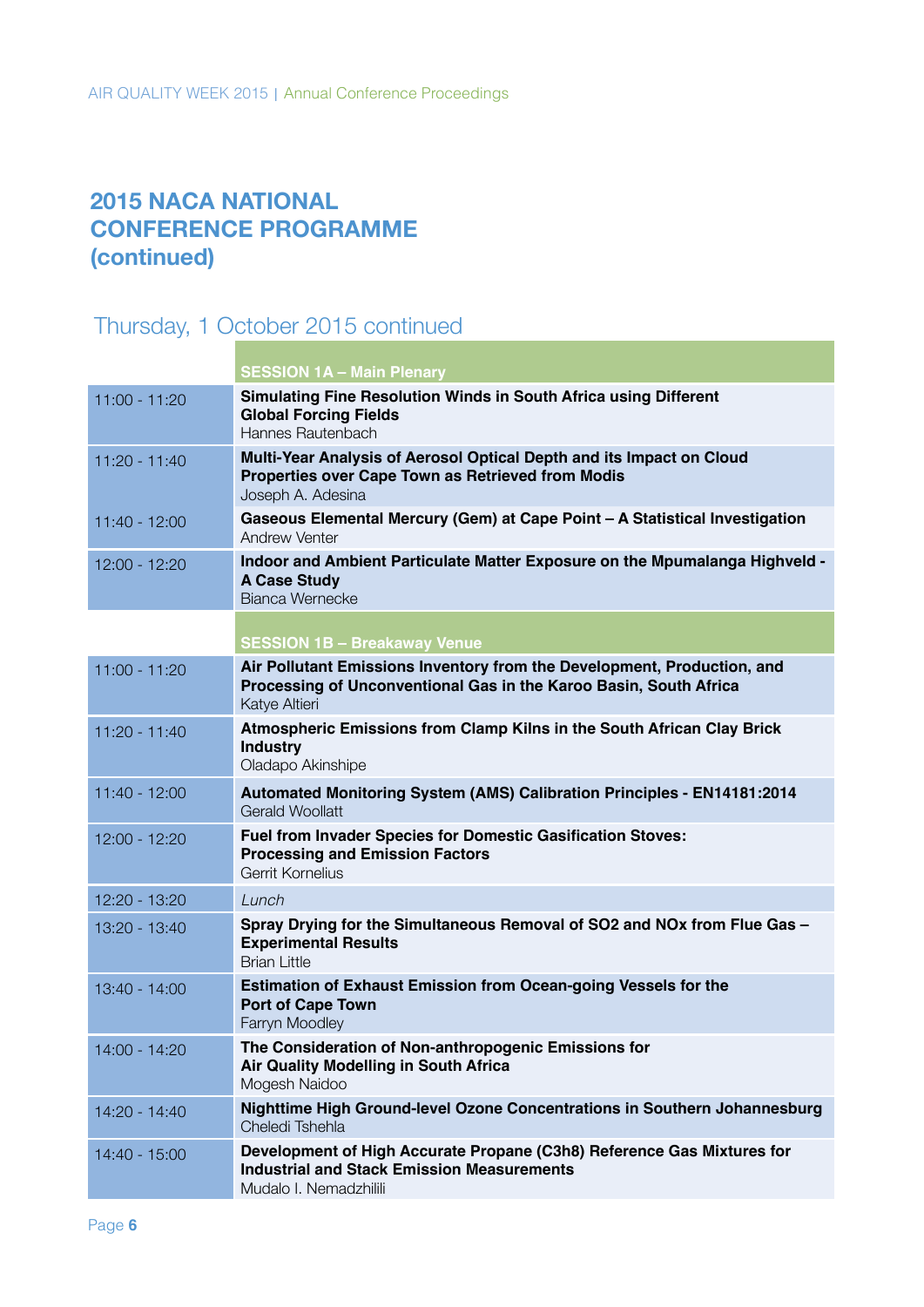## 2015 NACA NATIONAL CONFERENCE PROGRAMME (continued)

### Thursday, 1 October 2015 continued

| | SESSION 1A – Main Plenary |
|---|---|
| 11:00 - 11:20 | **Simulating Fine Resolution Winds in South Africa using Different Global Forcing Fields**<br>Hannes Rautenbach |
| 11:20 - 11:40 | **Multi-Year Analysis of Aerosol Optical Depth and its Impact on Cloud Properties over Cape Town as Retrieved from Modis**<br>Joseph A. Adesina |
| 11:40 - 12:00 | **Gaseous Elemental Mercury (Gem) at Cape Point – A Statistical Investigation**<br>Andrew Venter |
| 12:00 - 12:20 | **Indoor and Ambient Particulate Matter Exposure on the Mpumalanga Highveld - A Case Study**<br>Bianca Wernecke |

| | SESSION 1B – Breakaway Venue |
|---|---|
| 11:00 - 11:20 | **Air Pollutant Emissions Inventory from the Development, Production, and Processing of Unconventional Gas in the Karoo Basin, South Africa**<br>Katye Altieri |
| 11:20 - 11:40 | **Atmospheric Emissions from Clamp Kilns in the South African Clay Brick Industry**<br>Oladapo Akinshipe |
| 11:40 - 12:00 | **Automated Monitoring System (AMS) Calibration Principles - EN14181:2014**<br>Gerald Woollatt |
| 12:00 - 12:20 | **Fuel from Invader Species for Domestic Gasification Stoves: Processing and Emission Factors**<br>Gerrit Kornelius |
| 12:20 - 13:20 | *Lunch* |
| 13:20 - 13:40 | **Spray Drying for the Simultaneous Removal of SO2 and NOx from Flue Gas – Experimental Results**<br>Brian Little |
| 13:40 - 14:00 | **Estimation of Exhaust Emission from Ocean-going Vessels for the Port of Cape Town**<br>Farryn Moodley |
| 14:00 - 14:20 | **The Consideration of Non-anthropogenic Emissions for Air Quality Modelling in South Africa**<br>Mogesh Naidoo |
| 14:20 - 14:40 | **Nighttime High Ground-level Ozone Concentrations in Southern Johannesburg**<br>Cheledi Tshehla |
| 14:40 - 15:00 | **Development of High Accurate Propane (C3h8) Reference Gas Mixtures for Industrial and Stack Emission Measurements**<br>Mudalo I. Nemadzhilili |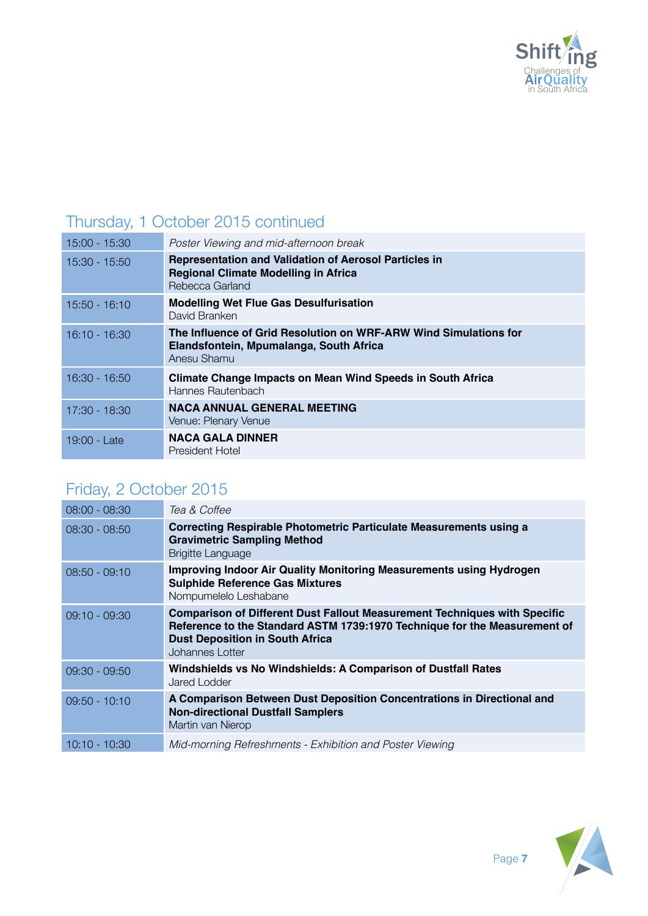## Thursday, 1 October 2015 continued

| | |
|---|---|
| 15:00 - 15:30 | *Poster Viewing and mid-afternoon break* |
| 15:30 - 15:50 | **Representation and Validation of Aerosol Particles in Regional Climate Modelling in Africa**<br>Rebecca Garland |
| 15:50 - 16:10 | **Modelling Wet Flue Gas Desulfurisation**<br>David Branken |
| 16:10 - 16:30 | **The Influence of Grid Resolution on WRF-ARW Wind Simulations for Elandsfontein, Mpumalanga, South Africa**<br>Anesu Shamu |
| 16:30 - 16:50 | **Climate Change Impacts on Mean Wind Speeds in South Africa**<br>Hannes Rautenbach |
| 17:30 - 18:30 | **NACA ANNUAL GENERAL MEETING**<br>Venue: Plenary Venue |
| 19:00 - Late | **NACA GALA DINNER**<br>President Hotel |

## Friday, 2 October 2015

| | |
|---|---|
| 08:00 - 08:30 | *Tea & Coffee* |
| 08:30 - 08:50 | **Correcting Respirable Photometric Particulate Measurements using a Gravimetric Sampling Method**<br>Brigitte Language |
| 08:50 - 09:10 | **Improving Indoor Air Quality Monitoring Measurements using Hydrogen Sulphide Reference Gas Mixtures**<br>Nompumelelo Leshabane |
| 09:10 - 09:30 | **Comparison of Different Dust Fallout Measurement Techniques with Specific Reference to the Standard ASTM 1739:1970 Technique for the Measurement of Dust Deposition in South Africa**<br>Johannes Lotter |
| 09:30 - 09:50 | **Windshields vs No Windshields: A Comparison of Dustfall Rates**<br>Jared Lodder |
| 09:50 - 10:10 | **A Comparison Between Dust Deposition Concentrations in Directional and Non-directional Dustfall Samplers**<br>Martin van Nierop |
| 10:10 - 10:30 | *Mid-morning Refreshments - Exhibition and Poster Viewing* |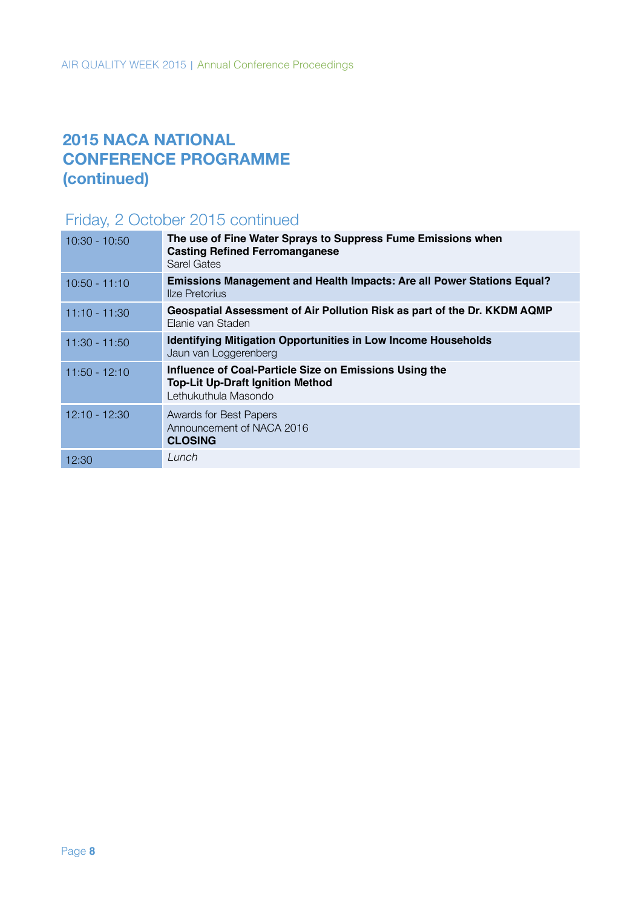## 2015 NACA NATIONAL CONFERENCE PROGRAMME (continued)

### Friday, 2 October 2015 continued

| Time | Session |
|---|---|
| 10:30 - 10:50 | **The use of Fine Water Sprays to Suppress Fume Emissions when Casting Refined Ferromanganese**<br>Sarel Gates |
| 10:50 - 11:10 | **Emissions Management and Health Impacts: Are all Power Stations Equal?**<br>Ilze Pretorius |
| 11:10 - 11:30 | **Geospatial Assessment of Air Pollution Risk as part of the Dr. KKDM AQMP**<br>Elanie van Staden |
| 11:30 - 11:50 | **Identifying Mitigation Opportunities in Low Income Households**<br>Jaun van Loggerenberg |
| 11:50 - 12:10 | **Influence of Coal-Particle Size on Emissions Using the Top-Lit Up-Draft Ignition Method**<br>Lethukuthula Masondo |
| 12:10 - 12:30 | Awards for Best Papers<br>Announcement of NACA 2016<br>**CLOSING** |
| 12:30 | *Lunch* |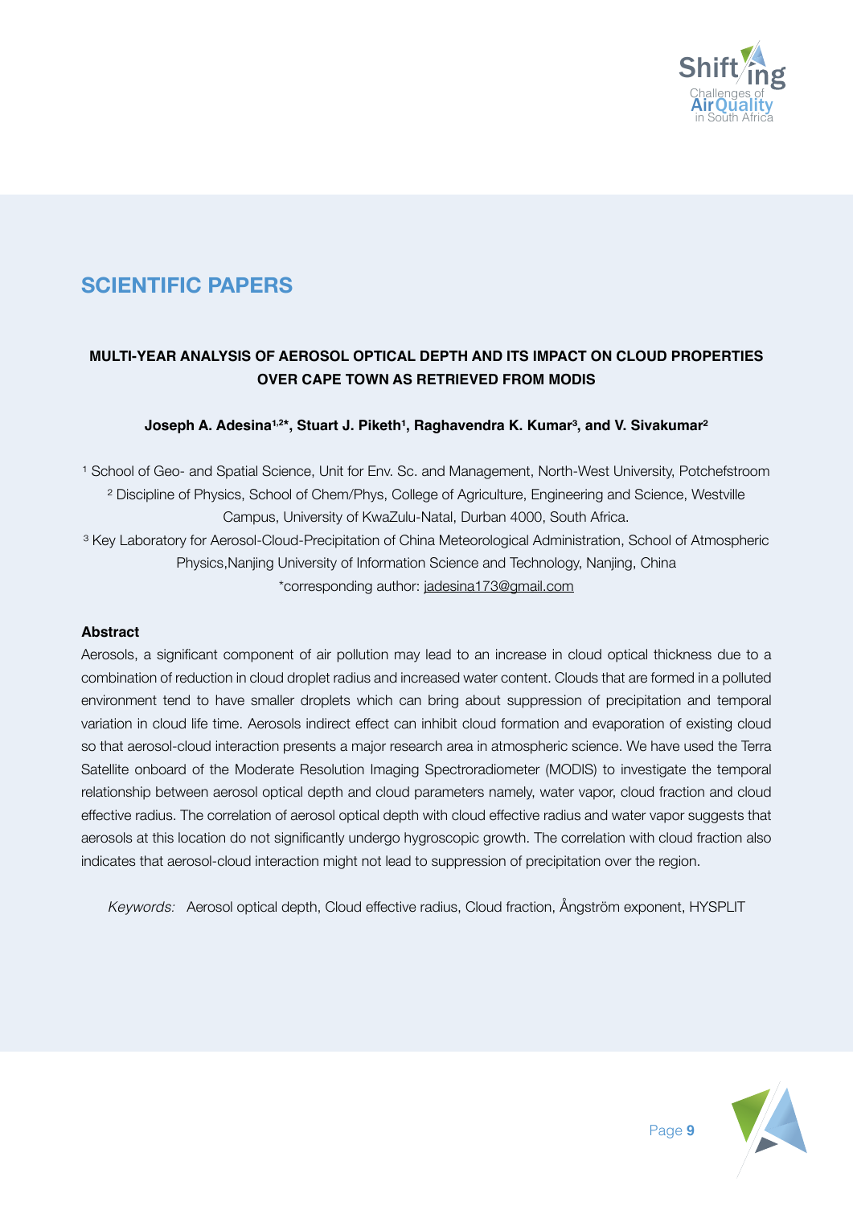## SCIENTIFIC PAPERS

### MULTI-YEAR ANALYSIS OF AEROSOL OPTICAL DEPTH AND ITS IMPACT ON CLOUD PROPERTIES OVER CAPE TOWN AS RETRIEVED FROM MODIS

**Joseph A. Adesina[1,2*], Stuart J. Piketh[1], Raghavendra K. Kumar[3], and V. Sivakumar[2]**

[1] School of Geo- and Spatial Science, Unit for Env. Sc. and Management, North-West University, Potchefstroom

[2] Discipline of Physics, School of Chem/Phys, College of Agriculture, Engineering and Science, Westville Campus, University of KwaZulu-Natal, Durban 4000, South Africa.

[3] Key Laboratory for Aerosol-Cloud-Precipitation of China Meteorological Administration, School of Atmospheric Physics,Nanjing University of Information Science and Technology, Nanjing, China

*corresponding author: jadesina173@gmail.com

**Abstract**

Aerosols, a significant component of air pollution may lead to an increase in cloud optical thickness due to a combination of reduction in cloud droplet radius and increased water content. Clouds that are formed in a polluted environment tend to have smaller droplets which can bring about suppression of precipitation and temporal variation in cloud life time. Aerosols indirect effect can inhibit cloud formation and evaporation of existing cloud so that aerosol-cloud interaction presents a major research area in atmospheric science. We have used the Terra Satellite onboard of the Moderate Resolution Imaging Spectroradiometer (MODIS) to investigate the temporal relationship between aerosol optical depth and cloud parameters namely, water vapor, cloud fraction and cloud effective radius. The correlation of aerosol optical depth with cloud effective radius and water vapor suggests that aerosols at this location do not significantly undergo hygroscopic growth. The correlation with cloud fraction also indicates that aerosol-cloud interaction might not lead to suppression of precipitation over the region.

*Keywords:* Aerosol optical depth, Cloud effective radius, Cloud fraction, Ångström exponent, HYSPLIT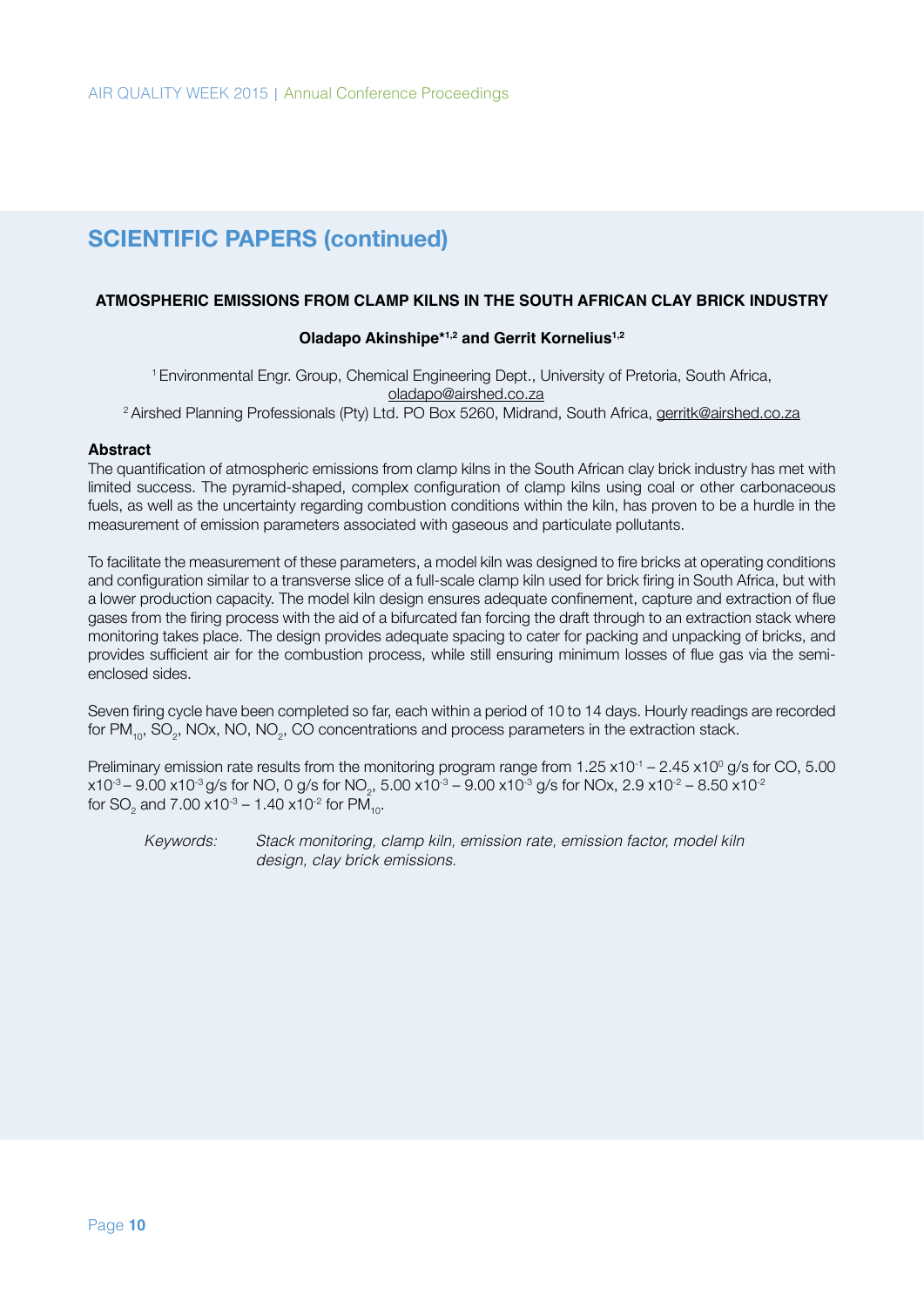## SCIENTIFIC PAPERS (continued)

### ATMOSPHERIC EMISSIONS FROM CLAMP KILNS IN THE SOUTH AFRICAN CLAY BRICK INDUSTRY

**Oladapo Akinshipe*[1,2] and Gerrit Kornelius[1,2]**

[1] Environmental Engr. Group, Chemical Engineering Dept., University of Pretoria, South Africa, oladapo@airshed.co.za

[2] Airshed Planning Professionals (Pty) Ltd. PO Box 5260, Midrand, South Africa, gerritk@airshed.co.za

**Abstract**

The quantification of atmospheric emissions from clamp kilns in the South African clay brick industry has met with limited success. The pyramid-shaped, complex configuration of clamp kilns using coal or other carbonaceous fuels, as well as the uncertainty regarding combustion conditions within the kiln, has proven to be a hurdle in the measurement of emission parameters associated with gaseous and particulate pollutants.

To facilitate the measurement of these parameters, a model kiln was designed to fire bricks at operating conditions and configuration similar to a transverse slice of a full-scale clamp kiln used for brick firing in South Africa, but with a lower production capacity. The model kiln design ensures adequate confinement, capture and extraction of flue gases from the firing process with the aid of a bifurcated fan forcing the draft through to an extraction stack where monitoring takes place. The design provides adequate spacing to cater for packing and unpacking of bricks, and provides sufficient air for the combustion process, while still ensuring minimum losses of flue gas via the semi-enclosed sides.

Seven firing cycle have been completed so far, each within a period of 10 to 14 days. Hourly readings are recorded for $PM_{10}$, $SO_2$, NOx, NO, $NO_2$, CO concentrations and process parameters in the extraction stack.

Preliminary emission rate results from the monitoring program range from $1.25 \times 10^{-1}$ – $2.45 \times 10^{0}$ g/s for CO, $5.00 \times 10^{-3}$ – $9.00 \times 10^{-3}$ g/s for NO, 0 g/s for $NO_2$, $5.00 \times 10^{-3}$ – $9.00 \times 10^{-3}$ g/s for NOx, $2.9 \times 10^{-2}$ – $8.50 \times 10^{-2}$ for $SO_2$ and $7.00 \times 10^{-3}$ – $1.40 \times 10^{-2}$ for $PM_{10}$.

*Keywords: Stack monitoring, clamp kiln, emission rate, emission factor, model kiln design, clay brick emissions.*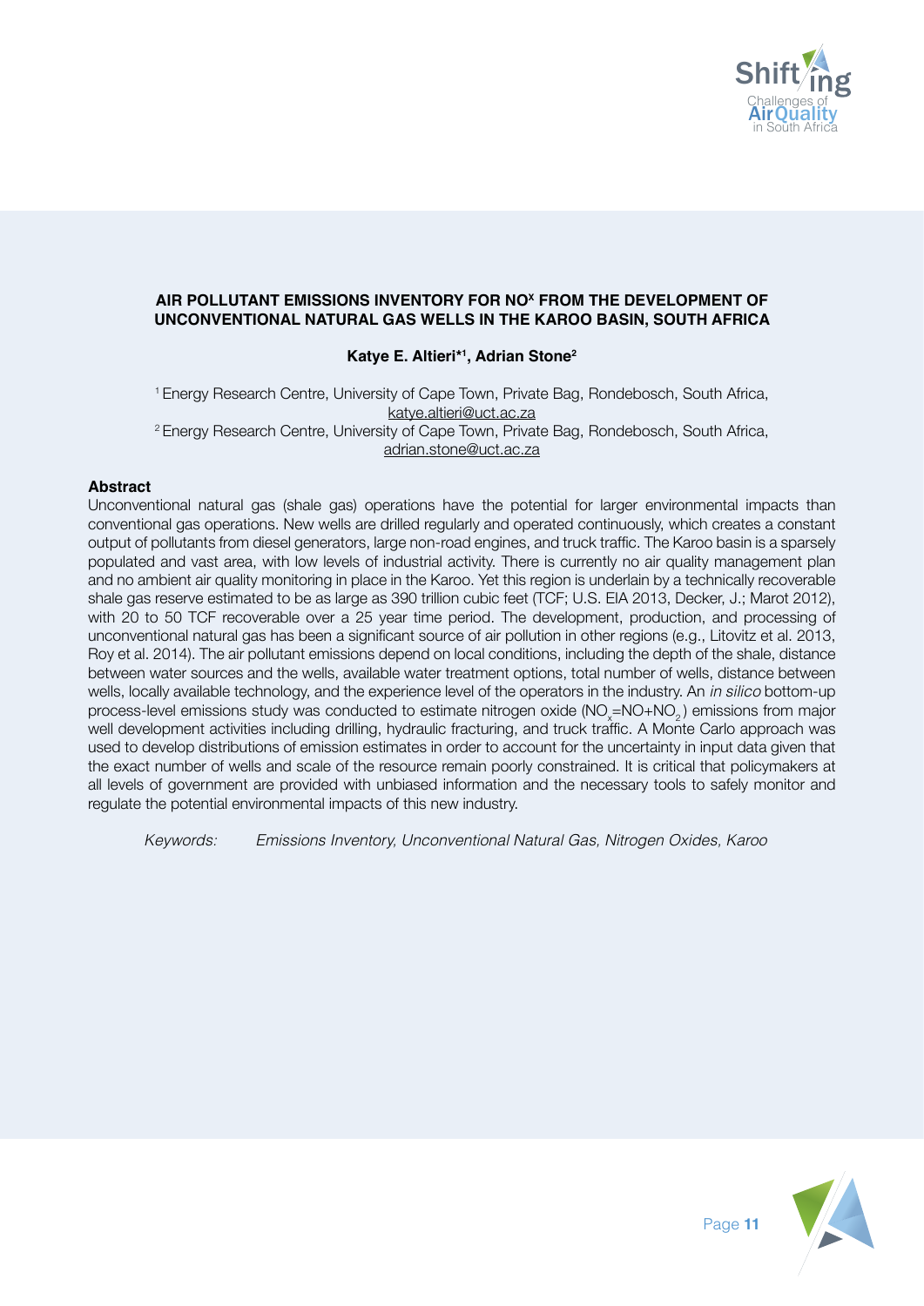# AIR POLLUTANT EMISSIONS INVENTORY FOR $NO^x$ FROM THE DEVELOPMENT OF UNCONVENTIONAL NATURAL GAS WELLS IN THE KAROO BASIN, SOUTH AFRICA

**Katye E. Altieri*[1], Adrian Stone[2]**

[1] Energy Research Centre, University of Cape Town, Private Bag, Rondebosch, South Africa, katye.altieri@uct.ac.za

[2] Energy Research Centre, University of Cape Town, Private Bag, Rondebosch, South Africa, adrian.stone@uct.ac.za

## Abstract

Unconventional natural gas (shale gas) operations have the potential for larger environmental impacts than conventional gas operations. New wells are drilled regularly and operated continuously, which creates a constant output of pollutants from diesel generators, large non-road engines, and truck traffic. The Karoo basin is a sparsely populated and vast area, with low levels of industrial activity. There is currently no air quality management plan and no ambient air quality monitoring in place in the Karoo. Yet this region is underlain by a technically recoverable shale gas reserve estimated to be as large as 390 trillion cubic feet (TCF; U.S. EIA 2013, Decker, J.; Marot 2012), with 20 to 50 TCF recoverable over a 25 year time period. The development, production, and processing of unconventional natural gas has been a significant source of air pollution in other regions (e.g., Litovitz et al. 2013, Roy et al. 2014). The air pollutant emissions depend on local conditions, including the depth of the shale, distance between water sources and the wells, available water treatment options, total number of wells, distance between wells, locally available technology, and the experience level of the operators in the industry. An *in silico* bottom-up process-level emissions study was conducted to estimate nitrogen oxide ($NO_x$=$NO$+$NO_2$) emissions from major well development activities including drilling, hydraulic fracturing, and truck traffic. A Monte Carlo approach was used to develop distributions of emission estimates in order to account for the uncertainty in input data given that the exact number of wells and scale of the resource remain poorly constrained. It is critical that policymakers at all levels of government are provided with unbiased information and the necessary tools to safely monitor and regulate the potential environmental impacts of this new industry.

*Keywords: Emissions Inventory, Unconventional Natural Gas, Nitrogen Oxides, Karoo*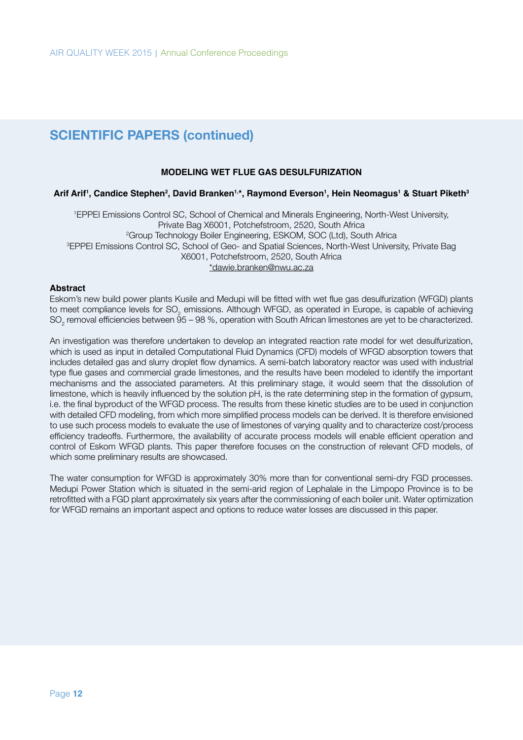## SCIENTIFIC PAPERS (continued)

### MODELING WET FLUE GAS DESULFURIZATION

**Arif Arif[1], Candice Stephen[2], David Branken[1,*], Raymond Everson[1], Hein Neomagus[1] & Stuart Piketh[3]**

[1]EPPEI Emissions Control SC, School of Chemical and Minerals Engineering, North-West University, Private Bag X6001, Potchefstroom, 2520, South Africa
[2]Group Technology Boiler Engineering, ESKOM, SOC (Ltd), South Africa
[3]EPPEI Emissions Control SC, School of Geo- and Spatial Sciences, North-West University, Private Bag X6001, Potchefstroom, 2520, South Africa
*dawie.branken@nwu.ac.za

**Abstract**

Eskom's new build power plants Kusile and Medupi will be fitted with wet flue gas desulfurization (WFGD) plants to meet compliance levels for $SO_2$ emissions. Although WFGD, as operated in Europe, is capable of achieving $SO_2$ removal efficiencies between 95 – 98 %, operation with South African limestones are yet to be characterized.

An investigation was therefore undertaken to develop an integrated reaction rate model for wet desulfurization, which is used as input in detailed Computational Fluid Dynamics (CFD) models of WFGD absorption towers that includes detailed gas and slurry droplet flow dynamics. A semi-batch laboratory reactor was used with industrial type flue gases and commercial grade limestones, and the results have been modeled to identify the important mechanisms and the associated parameters. At this preliminary stage, it would seem that the dissolution of limestone, which is heavily influenced by the solution pH, is the rate determining step in the formation of gypsum, i.e. the final byproduct of the WFGD process. The results from these kinetic studies are to be used in conjunction with detailed CFD modeling, from which more simplified process models can be derived. It is therefore envisioned to use such process models to evaluate the use of limestones of varying quality and to characterize cost/process efficiency tradeoffs. Furthermore, the availability of accurate process models will enable efficient operation and control of Eskom WFGD plants. This paper therefore focuses on the construction of relevant CFD models, of which some preliminary results are showcased.

The water consumption for WFGD is approximately 30% more than for conventional semi-dry FGD processes. Medupi Power Station which is situated in the semi-arid region of Lephalale in the Limpopo Province is to be retrofitted with a FGD plant approximately six years after the commissioning of each boiler unit. Water optimization for WFGD remains an important aspect and options to reduce water losses are discussed in this paper.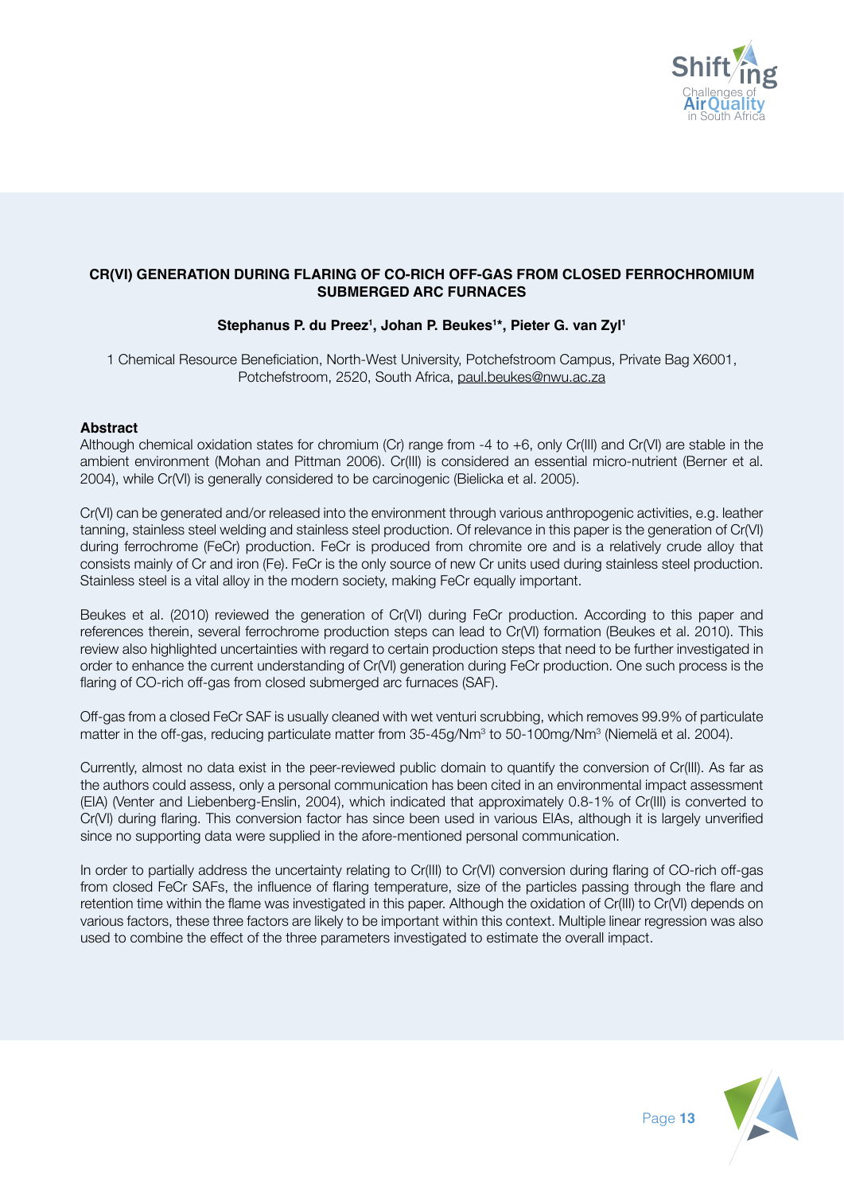# CR(VI) GENERATION DURING FLARING OF CO-RICH OFF-GAS FROM CLOSED FERROCHROMIUM SUBMERGED ARC FURNACES

**Stephanus P. du Preez[1], Johan P. Beukes[1]\*, Pieter G. van Zyl[1]**

1 Chemical Resource Beneficiation, North-West University, Potchefstroom Campus, Private Bag X6001, Potchefstroom, 2520, South Africa, paul.beukes@nwu.ac.za

## Abstract

Although chemical oxidation states for chromium (Cr) range from -4 to +6, only Cr(III) and Cr(VI) are stable in the ambient environment (Mohan and Pittman 2006). Cr(III) is considered an essential micro-nutrient (Berner et al. 2004), while Cr(VI) is generally considered to be carcinogenic (Bielicka et al. 2005).

Cr(VI) can be generated and/or released into the environment through various anthropogenic activities, e.g. leather tanning, stainless steel welding and stainless steel production. Of relevance in this paper is the generation of Cr(VI) during ferrochrome (FeCr) production. FeCr is produced from chromite ore and is a relatively crude alloy that consists mainly of Cr and iron (Fe). FeCr is the only source of new Cr units used during stainless steel production. Stainless steel is a vital alloy in the modern society, making FeCr equally important.

Beukes et al. (2010) reviewed the generation of Cr(VI) during FeCr production. According to this paper and references therein, several ferrochrome production steps can lead to Cr(VI) formation (Beukes et al. 2010). This review also highlighted uncertainties with regard to certain production steps that need to be further investigated in order to enhance the current understanding of Cr(VI) generation during FeCr production. One such process is the flaring of CO-rich off-gas from closed submerged arc furnaces (SAF).

Off-gas from a closed FeCr SAF is usually cleaned with wet venturi scrubbing, which removes 99.9% of particulate matter in the off-gas, reducing particulate matter from 35-45g/Nm$^3$ to 50-100mg/Nm$^3$ (Niemelä et al. 2004).

Currently, almost no data exist in the peer-reviewed public domain to quantify the conversion of Cr(III). As far as the authors could assess, only a personal communication has been cited in an environmental impact assessment (EIA) (Venter and Liebenberg-Enslin, 2004), which indicated that approximately 0.8-1% of Cr(III) is converted to Cr(VI) during flaring. This conversion factor has since been used in various EIAs, although it is largely unverified since no supporting data were supplied in the afore-mentioned personal communication.

In order to partially address the uncertainty relating to Cr(III) to Cr(VI) conversion during flaring of CO-rich off-gas from closed FeCr SAFs, the influence of flaring temperature, size of the particles passing through the flare and retention time within the flame was investigated in this paper. Although the oxidation of Cr(III) to Cr(VI) depends on various factors, these three factors are likely to be important within this context. Multiple linear regression was also used to combine the effect of the three parameters investigated to estimate the overall impact.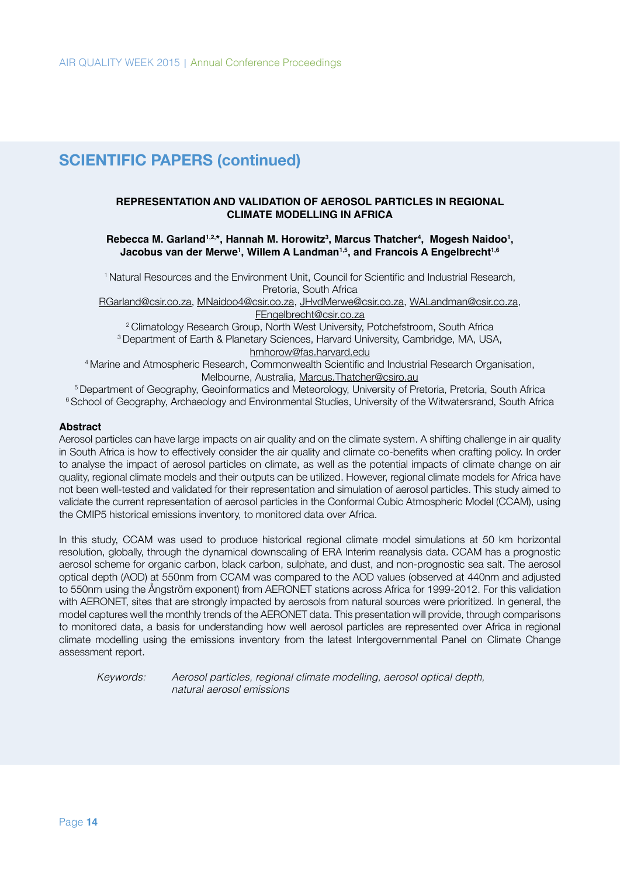## SCIENTIFIC PAPERS (continued)

### REPRESENTATION AND VALIDATION OF AEROSOL PARTICLES IN REGIONAL CLIMATE MODELLING IN AFRICA

**Rebecca M. Garland[1,2,*], Hannah M. Horowitz[3], Marcus Thatcher[4], Mogesh Naidoo[1], Jacobus van der Merwe[1], Willem A Landman[1,5], and Francois A Engelbrecht[1,6]**

[1] Natural Resources and the Environment Unit, Council for Scientific and Industrial Research, Pretoria, South Africa
RGarland@csir.co.za, MNaidoo4@csir.co.za, JHvdMerwe@csir.co.za, WALandman@csir.co.za, FEngelbrecht@csir.co.za
[2] Climatology Research Group, North West University, Potchefstroom, South Africa
[3] Department of Earth & Planetary Sciences, Harvard University, Cambridge, MA, USA, hmhorow@fas.harvard.edu
[4] Marine and Atmospheric Research, Commonwealth Scientific and Industrial Research Organisation, Melbourne, Australia, Marcus.Thatcher@csiro.au
[5] Department of Geography, Geoinformatics and Meteorology, University of Pretoria, Pretoria, South Africa
[6] School of Geography, Archaeology and Environmental Studies, University of the Witwatersrand, South Africa

**Abstract**

Aerosol particles can have large impacts on air quality and on the climate system. A shifting challenge in air quality in South Africa is how to effectively consider the air quality and climate co-benefits when crafting policy. In order to analyse the impact of aerosol particles on climate, as well as the potential impacts of climate change on air quality, regional climate models and their outputs can be utilized. However, regional climate models for Africa have not been well-tested and validated for their representation and simulation of aerosol particles. This study aimed to validate the current representation of aerosol particles in the Conformal Cubic Atmospheric Model (CCAM), using the CMIP5 historical emissions inventory, to monitored data over Africa.

In this study, CCAM was used to produce historical regional climate model simulations at 50 km horizontal resolution, globally, through the dynamical downscaling of ERA Interim reanalysis data. CCAM has a prognostic aerosol scheme for organic carbon, black carbon, sulphate, and dust, and non-prognostic sea salt. The aerosol optical depth (AOD) at 550nm from CCAM was compared to the AOD values (observed at 440nm and adjusted to 550nm using the Ångström exponent) from AERONET stations across Africa for 1999-2012. For this validation with AERONET, sites that are strongly impacted by aerosols from natural sources were prioritized. In general, the model captures well the monthly trends of the AERONET data. This presentation will provide, through comparisons to monitored data, a basis for understanding how well aerosol particles are represented over Africa in regional climate modelling using the emissions inventory from the latest Intergovernmental Panel on Climate Change assessment report.

*Keywords: Aerosol particles, regional climate modelling, aerosol optical depth, natural aerosol emissions*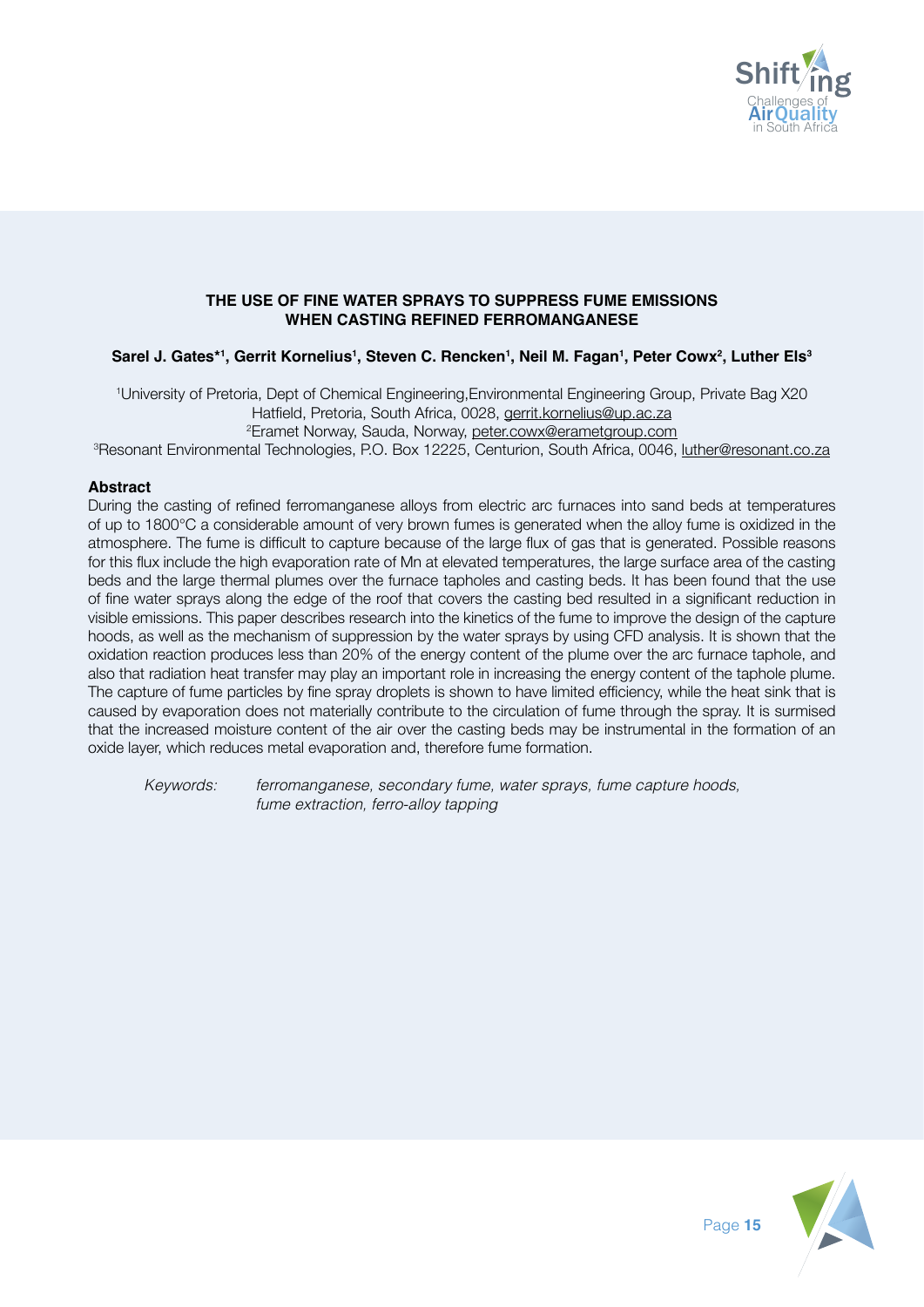## THE USE OF FINE WATER SPRAYS TO SUPPRESS FUME EMISSIONS WHEN CASTING REFINED FERROMANGANESE

**Sarel J. Gates*[1], Gerrit Kornelius[1], Steven C. Rencken[1], Neil M. Fagan[1], Peter Cowx[2], Luther Els[3]**

[1]University of Pretoria, Dept of Chemical Engineering,Environmental Engineering Group, Private Bag X20 Hatfield, Pretoria, South Africa, 0028, gerrit.kornelius@up.ac.za

[2]Eramet Norway, Sauda, Norway, peter.cowx@erametgroup.com

[3]Resonant Environmental Technologies, P.O. Box 12225, Centurion, South Africa, 0046, luther@resonant.co.za

**Abstract**

During the casting of refined ferromanganese alloys from electric arc furnaces into sand beds at temperatures of up to 1800°C a considerable amount of very brown fumes is generated when the alloy fume is oxidized in the atmosphere. The fume is difficult to capture because of the large flux of gas that is generated. Possible reasons for this flux include the high evaporation rate of Mn at elevated temperatures, the large surface area of the casting beds and the large thermal plumes over the furnace tapholes and casting beds. It has been found that the use of fine water sprays along the edge of the roof that covers the casting bed resulted in a significant reduction in visible emissions. This paper describes research into the kinetics of the fume to improve the design of the capture hoods, as well as the mechanism of suppression by the water sprays by using CFD analysis. It is shown that the oxidation reaction produces less than 20% of the energy content of the plume over the arc furnace taphole, and also that radiation heat transfer may play an important role in increasing the energy content of the taphole plume. The capture of fume particles by fine spray droplets is shown to have limited efficiency, while the heat sink that is caused by evaporation does not materially contribute to the circulation of fume through the spray. It is surmised that the increased moisture content of the air over the casting beds may be instrumental in the formation of an oxide layer, which reduces metal evaporation and, therefore fume formation.

*Keywords:* *ferromanganese, secondary fume, water sprays, fume capture hoods, fume extraction, ferro-alloy tapping*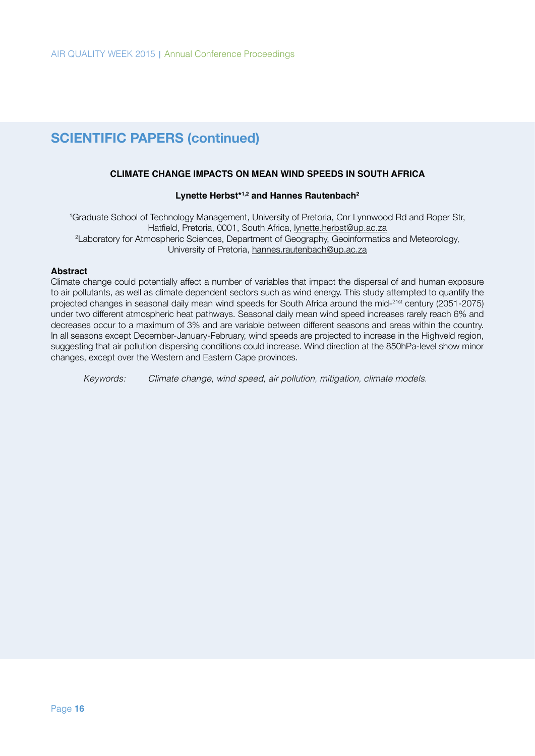## SCIENTIFIC PAPERS (continued)

### CLIMATE CHANGE IMPACTS ON MEAN WIND SPEEDS IN SOUTH AFRICA

**Lynette Herbst\*[1,2] and Hannes Rautenbach[2]**

[1]Graduate School of Technology Management, University of Pretoria, Cnr Lynnwood Rd and Roper Str, Hatfield, Pretoria, 0001, South Africa, lynette.herbst@up.ac.za
[2]Laboratory for Atmospheric Sciences, Department of Geography, Geoinformatics and Meteorology, University of Pretoria, hannes.rautenbach@up.ac.za

**Abstract**

Climate change could potentially affect a number of variables that impact the dispersal of and human exposure to air pollutants, as well as climate dependent sectors such as wind energy. This study attempted to quantify the projected changes in seasonal daily mean wind speeds for South Africa around the mid-21st century (2051-2075) under two different atmospheric heat pathways. Seasonal daily mean wind speed increases rarely reach 6% and decreases occur to a maximum of 3% and are variable between different seasons and areas within the country. In all seasons except December-January-February, wind speeds are projected to increase in the Highveld region, suggesting that air pollution dispersing conditions could increase. Wind direction at the 850hPa-level show minor changes, except over the Western and Eastern Cape provinces.

*Keywords: Climate change, wind speed, air pollution, mitigation, climate models.*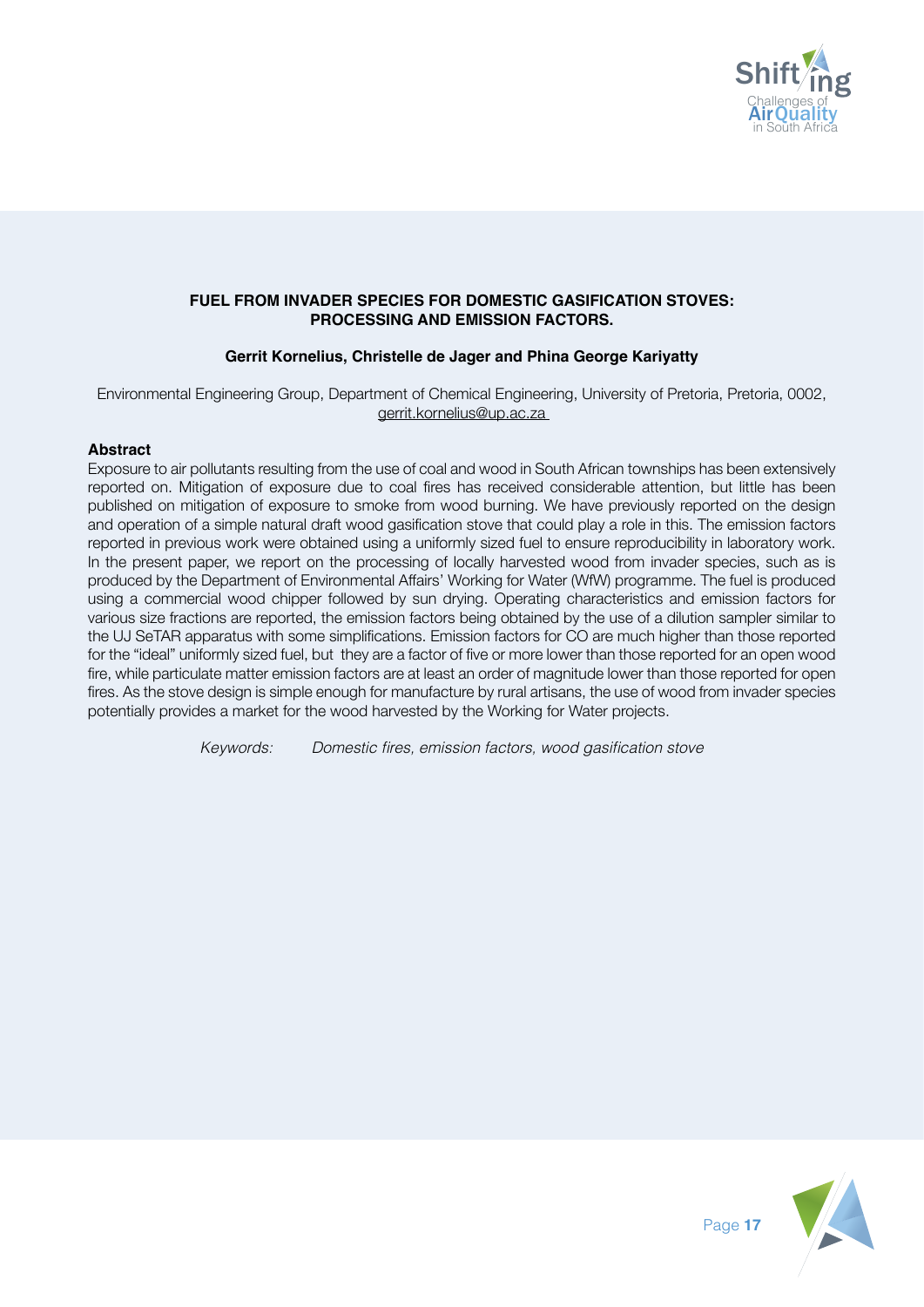# FUEL FROM INVADER SPECIES FOR DOMESTIC GASIFICATION STOVES: PROCESSING AND EMISSION FACTORS.

**Gerrit Kornelius, Christelle de Jager and Phina George Kariyatty**

Environmental Engineering Group, Department of Chemical Engineering, University of Pretoria, Pretoria, 0002, gerrit.kornelius@up.ac.za

## Abstract

Exposure to air pollutants resulting from the use of coal and wood in South African townships has been extensively reported on. Mitigation of exposure due to coal fires has received considerable attention, but little has been published on mitigation of exposure to smoke from wood burning. We have previously reported on the design and operation of a simple natural draft wood gasification stove that could play a role in this. The emission factors reported in previous work were obtained using a uniformly sized fuel to ensure reproducibility in laboratory work. In the present paper, we report on the processing of locally harvested wood from invader species, such as is produced by the Department of Environmental Affairs' Working for Water (WfW) programme. The fuel is produced using a commercial wood chipper followed by sun drying. Operating characteristics and emission factors for various size fractions are reported, the emission factors being obtained by the use of a dilution sampler similar to the UJ SeTAR apparatus with some simplifications. Emission factors for CO are much higher than those reported for the "ideal" uniformly sized fuel, but they are a factor of five or more lower than those reported for an open wood fire, while particulate matter emission factors are at least an order of magnitude lower than those reported for open fires. As the stove design is simple enough for manufacture by rural artisans, the use of wood from invader species potentially provides a market for the wood harvested by the Working for Water projects.

*Keywords:* *Domestic fires, emission factors, wood gasification stove*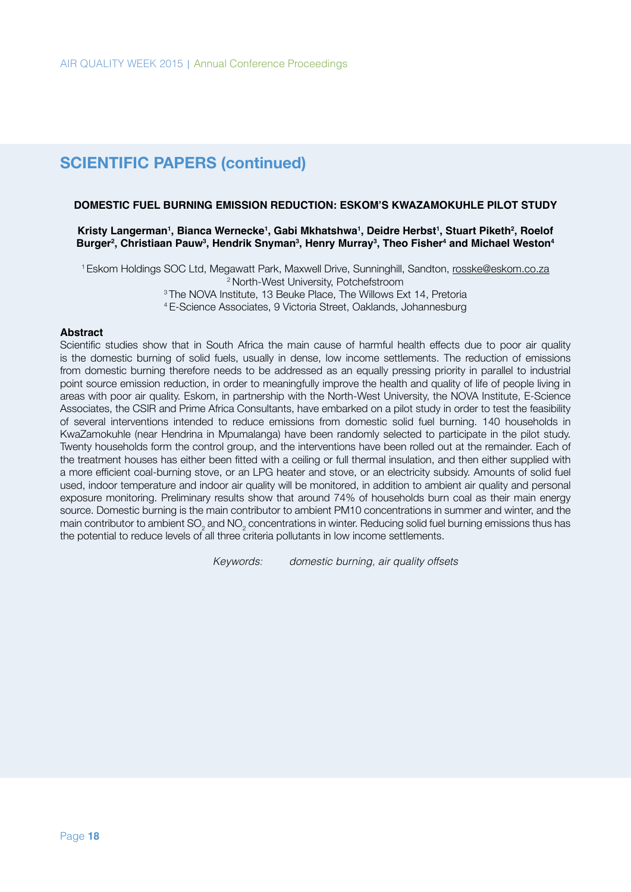## SCIENTIFIC PAPERS (continued)

### DOMESTIC FUEL BURNING EMISSION REDUCTION: ESKOM'S KWAZAMOKUHLE PILOT STUDY

**Kristy Langerman[1], Bianca Wernecke[1], Gabi Mkhatshwa[1], Deidre Herbst[1], Stuart Piketh[2], Roelof Burger[2], Christiaan Pauw[3], Hendrik Snyman[3], Henry Murray[3], Theo Fisher[4] and Michael Weston[4]**

[1] Eskom Holdings SOC Ltd, Megawatt Park, Maxwell Drive, Sunninghill, Sandton, rosske@eskom.co.za
[2] North-West University, Potchefstroom
[3] The NOVA Institute, 13 Beuke Place, The Willows Ext 14, Pretoria
[4] E-Science Associates, 9 Victoria Street, Oaklands, Johannesburg

**Abstract**

Scientific studies show that in South Africa the main cause of harmful health effects due to poor air quality is the domestic burning of solid fuels, usually in dense, low income settlements. The reduction of emissions from domestic burning therefore needs to be addressed as an equally pressing priority in parallel to industrial point source emission reduction, in order to meaningfully improve the health and quality of life of people living in areas with poor air quality. Eskom, in partnership with the North-West University, the NOVA Institute, E-Science Associates, the CSIR and Prime Africa Consultants, have embarked on a pilot study in order to test the feasibility of several interventions intended to reduce emissions from domestic solid fuel burning. 140 households in KwaZamokuhle (near Hendrina in Mpumalanga) have been randomly selected to participate in the pilot study. Twenty households form the control group, and the interventions have been rolled out at the remainder. Each of the treatment houses has either been fitted with a ceiling or full thermal insulation, and then either supplied with a more efficient coal-burning stove, or an LPG heater and stove, or an electricity subsidy. Amounts of solid fuel used, indoor temperature and indoor air quality will be monitored, in addition to ambient air quality and personal exposure monitoring. Preliminary results show that around 74% of households burn coal as their main energy source. Domestic burning is the main contributor to ambient PM10 concentrations in summer and winter, and the main contributor to ambient $SO_2$ and $NO_2$ concentrations in winter. Reducing solid fuel burning emissions thus has the potential to reduce levels of all three criteria pollutants in low income settlements.

*Keywords: domestic burning, air quality offsets*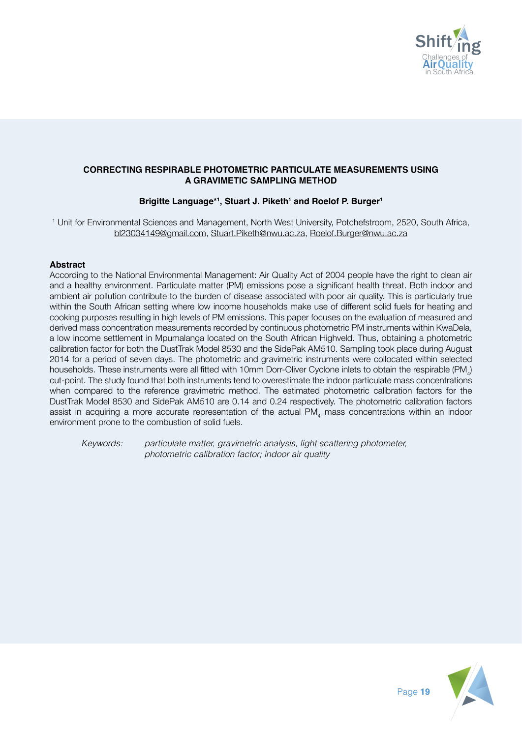## CORRECTING RESPIRABLE PHOTOMETRIC PARTICULATE MEASUREMENTS USING A GRAVIMETIC SAMPLING METHOD

**Brigitte Language*[1], Stuart J. Piketh[1] and Roelof P. Burger[1]**

[1] Unit for Environmental Sciences and Management, North West University, Potchefstroom, 2520, South Africa, bl23034149@gmail.com, Stuart.Piketh@nwu.ac.za, Roelof.Burger@nwu.ac.za

### Abstract

According to the National Environmental Management: Air Quality Act of 2004 people have the right to clean air and a healthy environment. Particulate matter (PM) emissions pose a significant health threat. Both indoor and ambient air pollution contribute to the burden of disease associated with poor air quality. This is particularly true within the South African setting where low income households make use of different solid fuels for heating and cooking purposes resulting in high levels of PM emissions. This paper focuses on the evaluation of measured and derived mass concentration measurements recorded by continuous photometric PM instruments within KwaDela, a low income settlement in Mpumalanga located on the South African Highveld. Thus, obtaining a photometric calibration factor for both the DustTrak Model 8530 and the SidePak AM510. Sampling took place during August 2014 for a period of seven days. The photometric and gravimetric instruments were collocated within selected households. These instruments were all fitted with 10mm Dorr-Oliver Cyclone inlets to obtain the respirable ($PM_4$) cut-point. The study found that both instruments tend to overestimate the indoor particulate mass concentrations when compared to the reference gravimetric method. The estimated photometric calibration factors for the DustTrak Model 8530 and SidePak AM510 are 0.14 and 0.24 respectively. The photometric calibration factors assist in acquiring a more accurate representation of the actual $PM_4$ mass concentrations within an indoor environment prone to the combustion of solid fuels.

*Keywords:* *particulate matter, gravimetric analysis, light scattering photometer, photometric calibration factor; indoor air quality*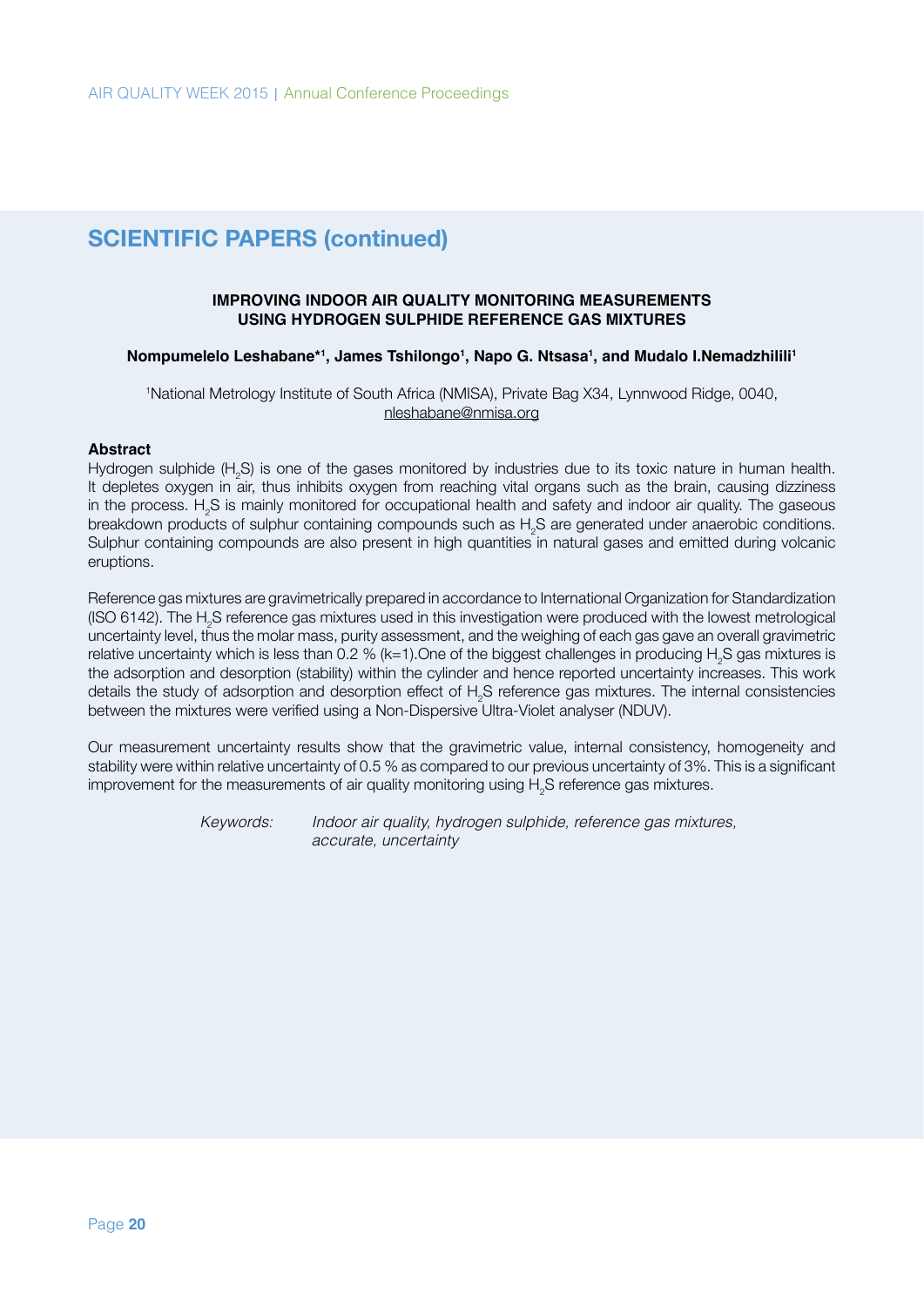## SCIENTIFIC PAPERS (continued)

### IMPROVING INDOOR AIR QUALITY MONITORING MEASUREMENTS USING HYDROGEN SULPHIDE REFERENCE GAS MIXTURES

**Nompumelelo Leshabane*[1], James Tshilongo[1], Napo G. Ntsasa[1], and Mudalo I.Nemadzhilili[1]**

[1]National Metrology Institute of South Africa (NMISA), Private Bag X34, Lynnwood Ridge, 0040, nleshabane@nmisa.org

**Abstract**

Hydrogen sulphide ($H_2S$) is one of the gases monitored by industries due to its toxic nature in human health. It depletes oxygen in air, thus inhibits oxygen from reaching vital organs such as the brain, causing dizziness in the process. $H_2S$ is mainly monitored for occupational health and safety and indoor air quality. The gaseous breakdown products of sulphur containing compounds such as $H_2S$ are generated under anaerobic conditions. Sulphur containing compounds are also present in high quantities in natural gases and emitted during volcanic eruptions.

Reference gas mixtures are gravimetrically prepared in accordance to International Organization for Standardization (ISO 6142). The $H_2S$ reference gas mixtures used in this investigation were produced with the lowest metrological uncertainty level, thus the molar mass, purity assessment, and the weighing of each gas gave an overall gravimetric relative uncertainty which is less than 0.2 % (k=1).One of the biggest challenges in producing $H_2S$ gas mixtures is the adsorption and desorption (stability) within the cylinder and hence reported uncertainty increases. This work details the study of adsorption and desorption effect of $H_2S$ reference gas mixtures. The internal consistencies between the mixtures were verified using a Non-Dispersive Ultra-Violet analyser (NDUV).

Our measurement uncertainty results show that the gravimetric value, internal consistency, homogeneity and stability were within relative uncertainty of 0.5 % as compared to our previous uncertainty of 3%. This is a significant improvement for the measurements of air quality monitoring using $H_2S$ reference gas mixtures.

*Keywords: Indoor air quality, hydrogen sulphide, reference gas mixtures, accurate, uncertainty*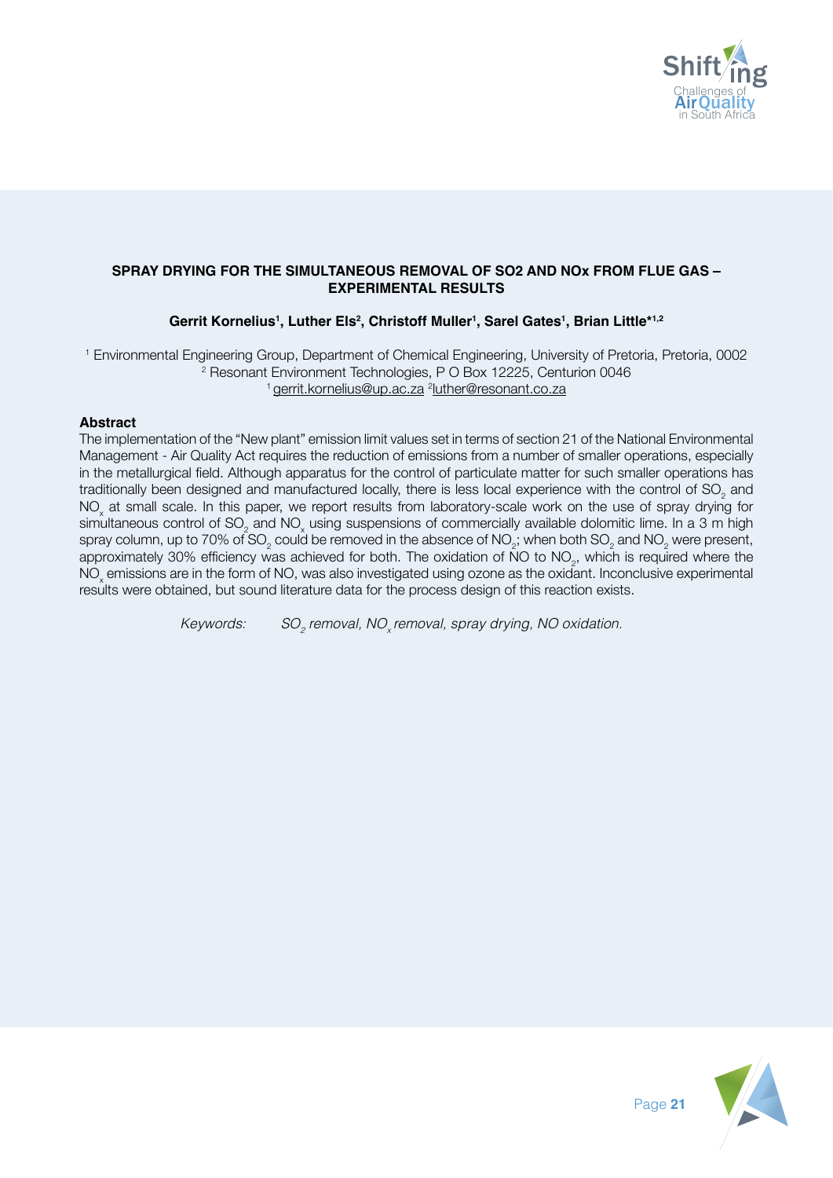## SPRAY DRYING FOR THE SIMULTANEOUS REMOVAL OF SO2 AND NOx FROM FLUE GAS – EXPERIMENTAL RESULTS

**Gerrit Kornelius[1], Luther Els[2], Christoff Muller[1], Sarel Gates[1], Brian Little*[1,2]**

[1] Environmental Engineering Group, Department of Chemical Engineering, University of Pretoria, Pretoria, 0002
[2] Resonant Environment Technologies, P O Box 12225, Centurion 0046
[1] gerrit.kornelius@up.ac.za [2]luther@resonant.co.za

**Abstract**

The implementation of the "New plant" emission limit values set in terms of section 21 of the National Environmental Management - Air Quality Act requires the reduction of emissions from a number of smaller operations, especially in the metallurgical field. Although apparatus for the control of particulate matter for such smaller operations has traditionally been designed and manufactured locally, there is less local experience with the control of $SO_2$ and $NO_x$ at small scale. In this paper, we report results from laboratory-scale work on the use of spray drying for simultaneous control of $SO_2$ and $NO_x$ using suspensions of commercially available dolomitic lime. In a 3 m high spray column, up to 70% of $SO_2$ could be removed in the absence of $NO_2$; when both $SO_2$ and $NO_2$ were present, approximately 30% efficiency was achieved for both. The oxidation of NO to $NO_2$, which is required where the $NO_x$ emissions are in the form of NO, was also investigated using ozone as the oxidant. Inconclusive experimental results were obtained, but sound literature data for the process design of this reaction exists.

*Keywords:* *$SO_2$ removal, $NO_x$ removal, spray drying, NO oxidation.*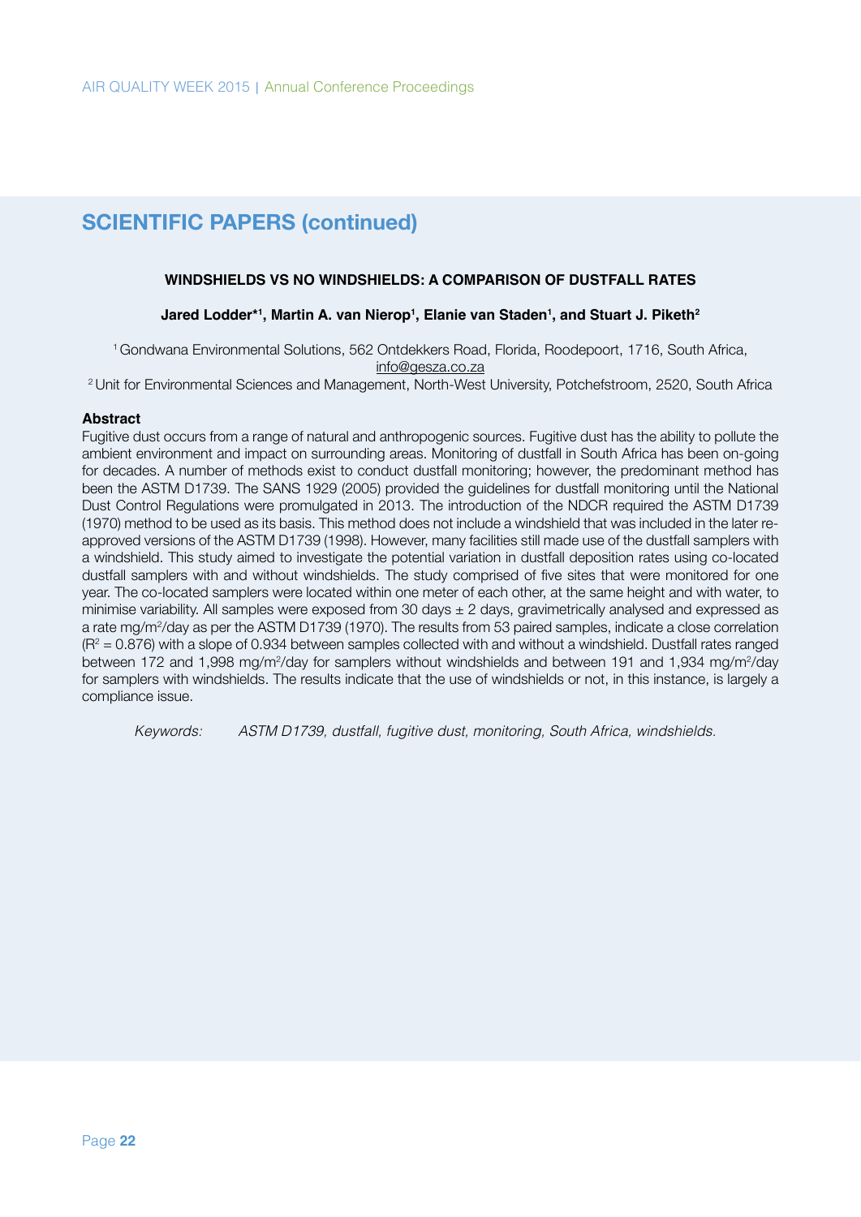## SCIENTIFIC PAPERS (continued)

### WINDSHIELDS VS NO WINDSHIELDS: A COMPARISON OF DUSTFALL RATES

**Jared Lodder*[1], Martin A. van Nierop[1], Elanie van Staden[1], and Stuart J. Piketh[2]**

[1] Gondwana Environmental Solutions, 562 Ontdekkers Road, Florida, Roodepoort, 1716, South Africa, info@gesza.co.za

[2] Unit for Environmental Sciences and Management, North-West University, Potchefstroom, 2520, South Africa

**Abstract**

Fugitive dust occurs from a range of natural and anthropogenic sources. Fugitive dust has the ability to pollute the ambient environment and impact on surrounding areas. Monitoring of dustfall in South Africa has been on-going for decades. A number of methods exist to conduct dustfall monitoring; however, the predominant method has been the ASTM D1739. The SANS 1929 (2005) provided the guidelines for dustfall monitoring until the National Dust Control Regulations were promulgated in 2013. The introduction of the NDCR required the ASTM D1739 (1970) method to be used as its basis. This method does not include a windshield that was included in the later re-approved versions of the ASTM D1739 (1998). However, many facilities still made use of the dustfall samplers with a windshield. This study aimed to investigate the potential variation in dustfall deposition rates using co-located dustfall samplers with and without windshields. The study comprised of five sites that were monitored for one year. The co-located samplers were located within one meter of each other, at the same height and with water, to minimise variability. All samples were exposed from 30 days ± 2 days, gravimetrically analysed and expressed as a rate mg/m$^2$/day as per the ASTM D1739 (1970). The results from 53 paired samples, indicate a close correlation ($R^2$ = 0.876) with a slope of 0.934 between samples collected with and without a windshield. Dustfall rates ranged between 172 and 1,998 mg/m$^2$/day for samplers without windshields and between 191 and 1,934 mg/m$^2$/day for samplers with windshields. The results indicate that the use of windshields or not, in this instance, is largely a compliance issue.

*Keywords:* *ASTM D1739, dustfall, fugitive dust, monitoring, South Africa, windshields.*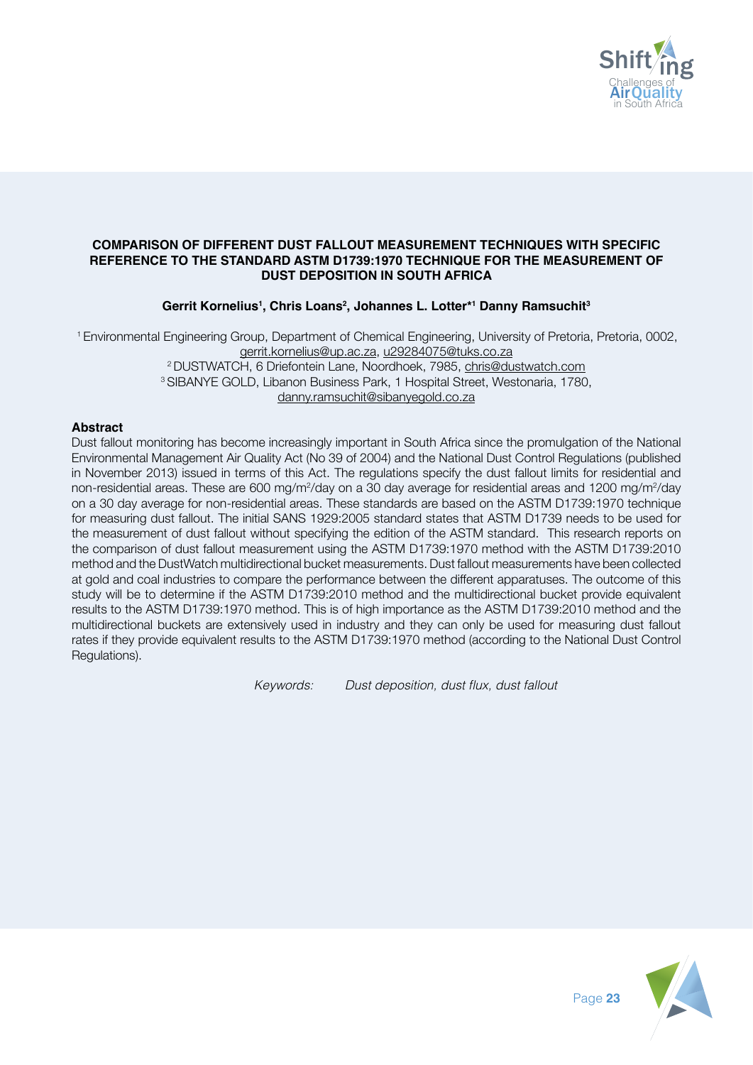# COMPARISON OF DIFFERENT DUST FALLOUT MEASUREMENT TECHNIQUES WITH SPECIFIC REFERENCE TO THE STANDARD ASTM D1739:1970 TECHNIQUE FOR THE MEASUREMENT OF DUST DEPOSITION IN SOUTH AFRICA

**Gerrit Kornelius[1], Chris Loans[2], Johannes L. Lotter*[1] Danny Ramsuchit[3]**

[1] Environmental Engineering Group, Department of Chemical Engineering, University of Pretoria, Pretoria, 0002, gerrit.kornelius@up.ac.za, u29284075@tuks.co.za

[2] DUSTWATCH, 6 Driefontein Lane, Noordhoek, 7985, chris@dustwatch.com

[3] SIBANYE GOLD, Libanon Business Park, 1 Hospital Street, Westonaria, 1780, danny.ramsuchit@sibanyegold.co.za

## Abstract

Dust fallout monitoring has become increasingly important in South Africa since the promulgation of the National Environmental Management Air Quality Act (No 39 of 2004) and the National Dust Control Regulations (published in November 2013) issued in terms of this Act. The regulations specify the dust fallout limits for residential and non-residential areas. These are 600 mg/m$^2$/day on a 30 day average for residential areas and 1200 mg/m$^2$/day on a 30 day average for non-residential areas. These standards are based on the ASTM D1739:1970 technique for measuring dust fallout. The initial SANS 1929:2005 standard states that ASTM D1739 needs to be used for the measurement of dust fallout without specifying the edition of the ASTM standard. This research reports on the comparison of dust fallout measurement using the ASTM D1739:1970 method with the ASTM D1739:2010 method and the DustWatch multidirectional bucket measurements. Dust fallout measurements have been collected at gold and coal industries to compare the performance between the different apparatuses. The outcome of this study will be to determine if the ASTM D1739:2010 method and the multidirectional bucket provide equivalent results to the ASTM D1739:1970 method. This is of high importance as the ASTM D1739:2010 method and the multidirectional buckets are extensively used in industry and they can only be used for measuring dust fallout rates if they provide equivalent results to the ASTM D1739:1970 method (according to the National Dust Control Regulations).

*Keywords: Dust deposition, dust flux, dust fallout*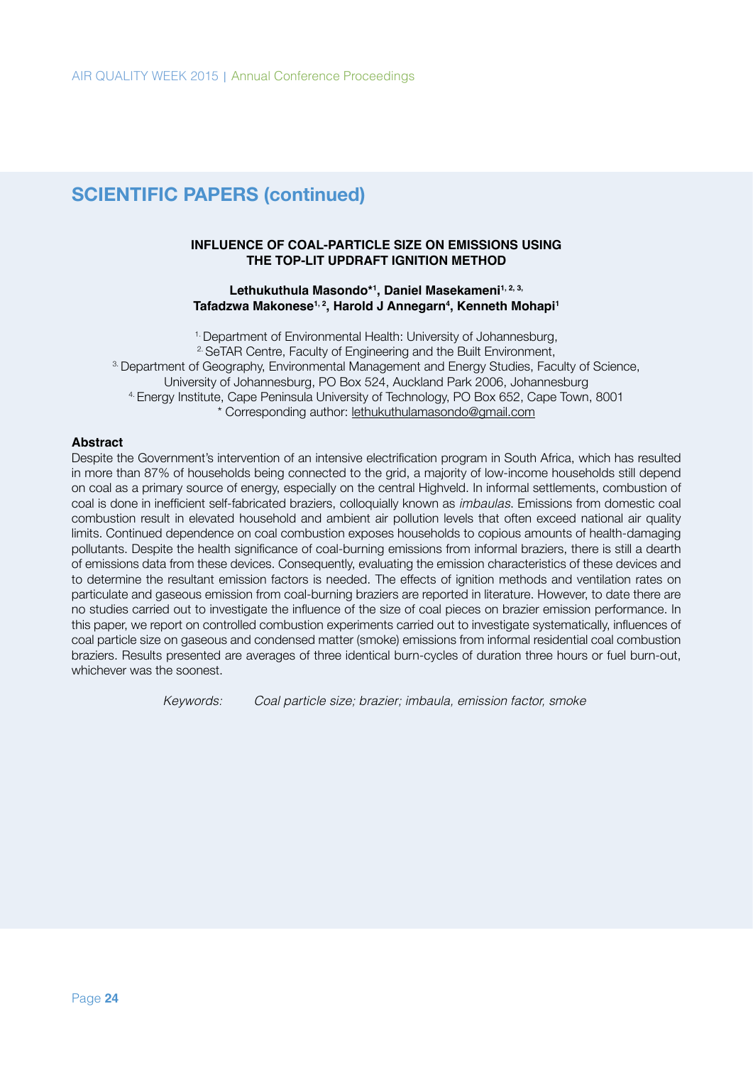## SCIENTIFIC PAPERS (continued)

### INFLUENCE OF COAL-PARTICLE SIZE ON EMISSIONS USING THE TOP-LIT UPDRAFT IGNITION METHOD

**Lethukuthula Masondo*[1], Daniel Masekameni[1, 2, 3,], Tafadzwa Makonese[1, 2], Harold J Annegarn[4], Kenneth Mohapi[1]**

[1.] Department of Environmental Health: University of Johannesburg,
[2.] SeTAR Centre, Faculty of Engineering and the Built Environment,
[3.] Department of Geography, Environmental Management and Energy Studies, Faculty of Science, University of Johannesburg, PO Box 524, Auckland Park 2006, Johannesburg
[4.] Energy Institute, Cape Peninsula University of Technology, PO Box 652, Cape Town, 8001
* Corresponding author: lethukuthulamasondo@gmail.com

**Abstract**

Despite the Government's intervention of an intensive electrification program in South Africa, which has resulted in more than 87% of households being connected to the grid, a majority of low-income households still depend on coal as a primary source of energy, especially on the central Highveld. In informal settlements, combustion of coal is done in inefficient self-fabricated braziers, colloquially known as *imbaulas*. Emissions from domestic coal combustion result in elevated household and ambient air pollution levels that often exceed national air quality limits. Continued dependence on coal combustion exposes households to copious amounts of health-damaging pollutants. Despite the health significance of coal-burning emissions from informal braziers, there is still a dearth of emissions data from these devices. Consequently, evaluating the emission characteristics of these devices and to determine the resultant emission factors is needed. The effects of ignition methods and ventilation rates on particulate and gaseous emission from coal-burning braziers are reported in literature. However, to date there are no studies carried out to investigate the influence of the size of coal pieces on brazier emission performance. In this paper, we report on controlled combustion experiments carried out to investigate systematically, influences of coal particle size on gaseous and condensed matter (smoke) emissions from informal residential coal combustion braziers. Results presented are averages of three identical burn-cycles of duration three hours or fuel burn-out, whichever was the soonest.

*Keywords: Coal particle size; brazier; imbaula, emission factor, smoke*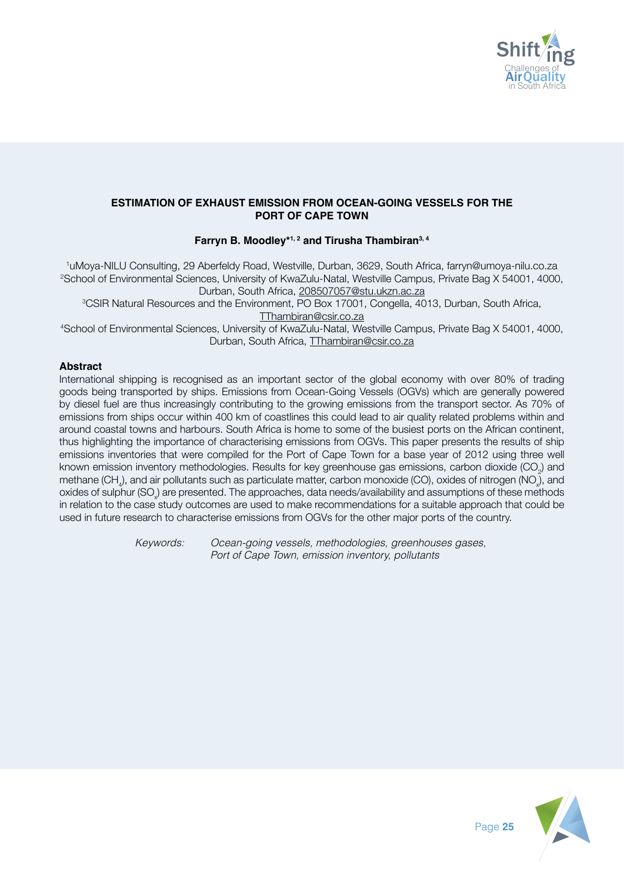## ESTIMATION OF EXHAUST EMISSION FROM OCEAN-GOING VESSELS FOR THE PORT OF CAPE TOWN

**Farryn B. Moodley*[1, 2] and Tirusha Thambiran[3, 4]**

[1]uMoya-NILU Consulting, 29 Aberfeldy Road, Westville, Durban, 3629, South Africa, farryn@umoya-nilu.co.za
[2]School of Environmental Sciences, University of KwaZulu-Natal, Westville Campus, Private Bag X 54001, 4000, Durban, South Africa, 208507057@stu.ukzn.ac.za
[3]CSIR Natural Resources and the Environment, PO Box 17001, Congella, 4013, Durban, South Africa, TThambiran@csir.co.za
[4]School of Environmental Sciences, University of KwaZulu-Natal, Westville Campus, Private Bag X 54001, 4000, Durban, South Africa, TThambiran@csir.co.za

### Abstract

International shipping is recognised as an important sector of the global economy with over 80% of trading goods being transported by ships. Emissions from Ocean-Going Vessels (OGVs) which are generally powered by diesel fuel are thus increasingly contributing to the growing emissions from the transport sector. As 70% of emissions from ships occur within 400 km of coastlines this could lead to air quality related problems within and around coastal towns and harbours. South Africa is home to some of the busiest ports on the African continent, thus highlighting the importance of characterising emissions from OGVs. This paper presents the results of ship emissions inventories that were compiled for the Port of Cape Town for a base year of 2012 using three well known emission inventory methodologies. Results for key greenhouse gas emissions, carbon dioxide ($CO_2$) and methane ($CH_4$), and air pollutants such as particulate matter, carbon monoxide (CO), oxides of nitrogen ($NO_x$), and oxides of sulphur ($SO_x$) are presented. The approaches, data needs/availability and assumptions of these methods in relation to the case study outcomes are used to make recommendations for a suitable approach that could be used in future research to characterise emissions from OGVs for the other major ports of the country.

*Keywords:* *Ocean-going vessels, methodologies, greenhouses gases, Port of Cape Town, emission inventory, pollutants*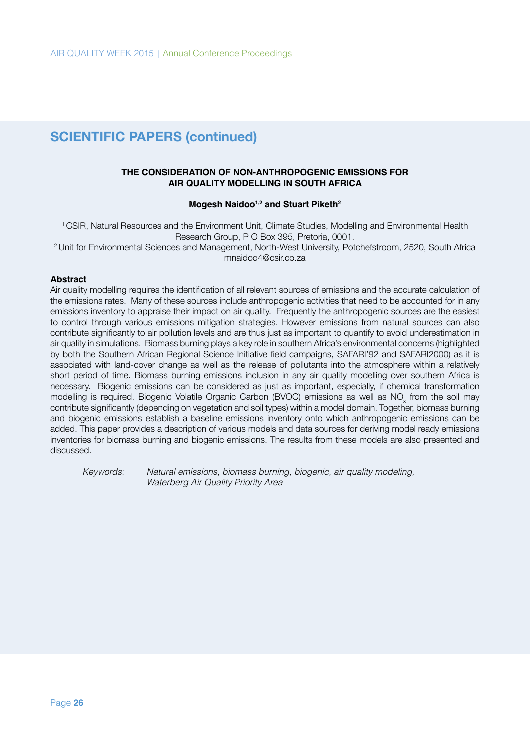## SCIENTIFIC PAPERS (continued)

### THE CONSIDERATION OF NON-ANTHROPOGENIC EMISSIONS FOR AIR QUALITY MODELLING IN SOUTH AFRICA

**Mogesh Naidoo[1,2] and Stuart Piketh[2]**

[1] CSIR, Natural Resources and the Environment Unit, Climate Studies, Modelling and Environmental Health Research Group, P O Box 395, Pretoria, 0001.
[2] Unit for Environmental Sciences and Management, North-West University, Potchefstroom, 2520, South Africa
mnaidoo4@csir.co.za

**Abstract**

Air quality modelling requires the identification of all relevant sources of emissions and the accurate calculation of the emissions rates. Many of these sources include anthropogenic activities that need to be accounted for in any emissions inventory to appraise their impact on air quality. Frequently the anthropogenic sources are the easiest to control through various emissions mitigation strategies. However emissions from natural sources can also contribute significantly to air pollution levels and are thus just as important to quantify to avoid underestimation in air quality in simulations. Biomass burning plays a key role in southern Africa's environmental concerns (highlighted by both the Southern African Regional Science Initiative field campaigns, SAFARI'92 and SAFARI2000) as it is associated with land-cover change as well as the release of pollutants into the atmosphere within a relatively short period of time. Biomass burning emissions inclusion in any air quality modelling over southern Africa is necessary. Biogenic emissions can be considered as just as important, especially, if chemical transformation modelling is required. Biogenic Volatile Organic Carbon (BVOC) emissions as well as $NO_x$ from the soil may contribute significantly (depending on vegetation and soil types) within a model domain. Together, biomass burning and biogenic emissions establish a baseline emissions inventory onto which anthropogenic emissions can be added. This paper provides a description of various models and data sources for deriving model ready emissions inventories for biomass burning and biogenic emissions. The results from these models are also presented and discussed.

*Keywords: Natural emissions, biomass burning, biogenic, air quality modeling, Waterberg Air Quality Priority Area*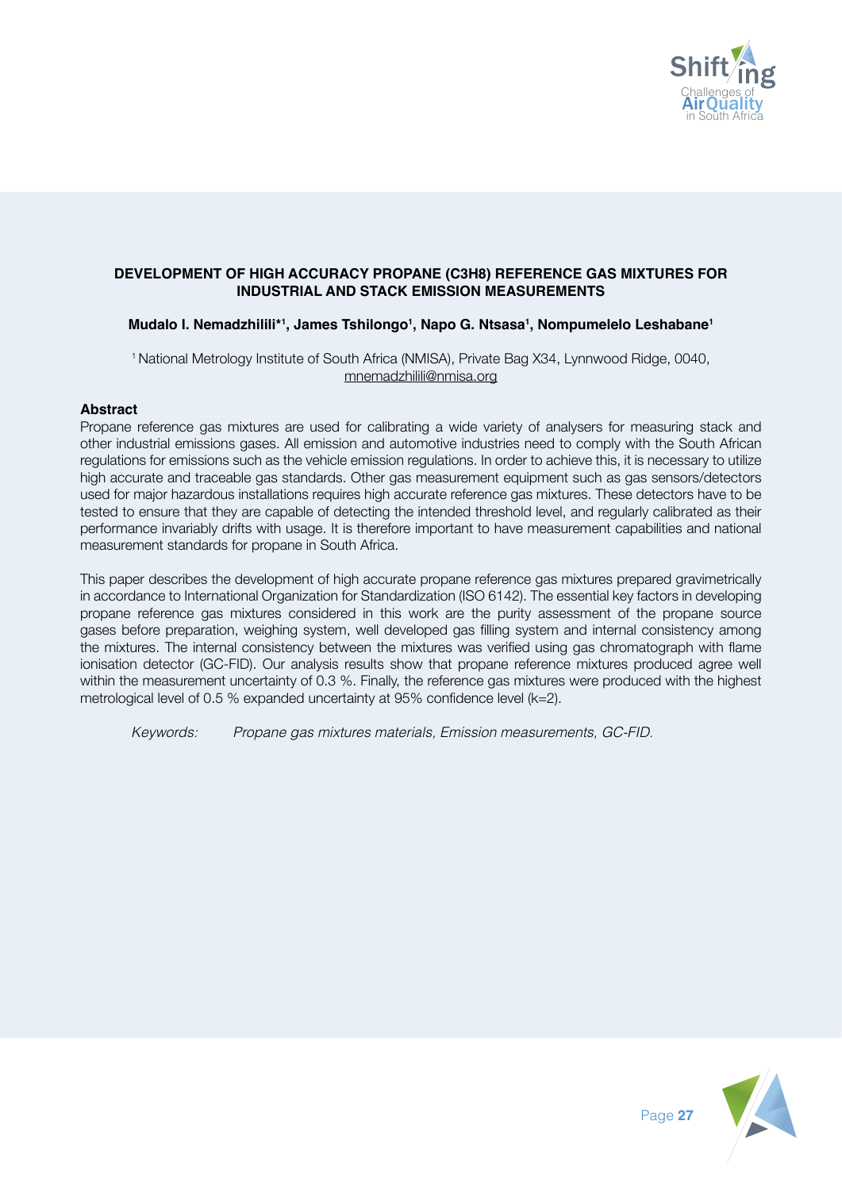# DEVELOPMENT OF HIGH ACCURACY PROPANE (C3H8) REFERENCE GAS MIXTURES FOR INDUSTRIAL AND STACK EMISSION MEASUREMENTS

**Mudalo I. Nemadzhilili*[1], James Tshilongo[1], Napo G. Ntsasa[1], Nompumelelo Leshabane[1]**

[1] National Metrology Institute of South Africa (NMISA), Private Bag X34, Lynnwood Ridge, 0040, mnemadzhilili@nmisa.org

## Abstract

Propane reference gas mixtures are used for calibrating a wide variety of analysers for measuring stack and other industrial emissions gases. All emission and automotive industries need to comply with the South African regulations for emissions such as the vehicle emission regulations. In order to achieve this, it is necessary to utilize high accurate and traceable gas standards. Other gas measurement equipment such as gas sensors/detectors used for major hazardous installations requires high accurate reference gas mixtures. These detectors have to be tested to ensure that they are capable of detecting the intended threshold level, and regularly calibrated as their performance invariably drifts with usage. It is therefore important to have measurement capabilities and national measurement standards for propane in South Africa.

This paper describes the development of high accurate propane reference gas mixtures prepared gravimetrically in accordance to International Organization for Standardization (ISO 6142). The essential key factors in developing propane reference gas mixtures considered in this work are the purity assessment of the propane source gases before preparation, weighing system, well developed gas filling system and internal consistency among the mixtures. The internal consistency between the mixtures was verified using gas chromatograph with flame ionisation detector (GC-FID). Our analysis results show that propane reference mixtures produced agree well within the measurement uncertainty of 0.3 %. Finally, the reference gas mixtures were produced with the highest metrological level of 0.5 % expanded uncertainty at 95% confidence level (k=2).

*Keywords: Propane gas mixtures materials, Emission measurements, GC-FID.*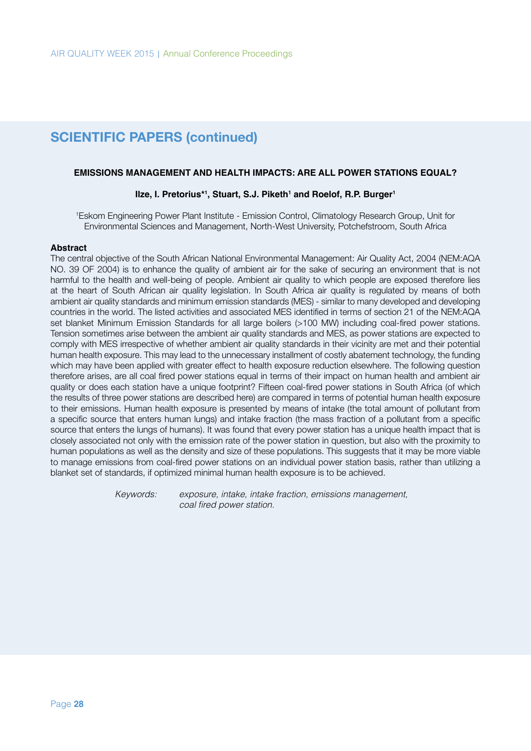## SCIENTIFIC PAPERS (continued)

### EMISSIONS MANAGEMENT AND HEALTH IMPACTS: ARE ALL POWER STATIONS EQUAL?

**Ilze, I. Pretorius*[1], Stuart, S.J. Piketh[1] and Roelof, R.P. Burger[1]**

[1]Eskom Engineering Power Plant Institute - Emission Control, Climatology Research Group, Unit for Environmental Sciences and Management, North-West University, Potchefstroom, South Africa

**Abstract**

The central objective of the South African National Environmental Management: Air Quality Act, 2004 (NEM:AQA NO. 39 OF 2004) is to enhance the quality of ambient air for the sake of securing an environment that is not harmful to the health and well-being of people. Ambient air quality to which people are exposed therefore lies at the heart of South African air quality legislation. In South Africa air quality is regulated by means of both ambient air quality standards and minimum emission standards (MES) - similar to many developed and developing countries in the world. The listed activities and associated MES identified in terms of section 21 of the NEM:AQA set blanket Minimum Emission Standards for all large boilers (>100 MW) including coal-fired power stations. Tension sometimes arise between the ambient air quality standards and MES, as power stations are expected to comply with MES irrespective of whether ambient air quality standards in their vicinity are met and their potential human health exposure. This may lead to the unnecessary installment of costly abatement technology, the funding which may have been applied with greater effect to health exposure reduction elsewhere. The following question therefore arises, are all coal fired power stations equal in terms of their impact on human health and ambient air quality or does each station have a unique footprint? Fifteen coal-fired power stations in South Africa (of which the results of three power stations are described here) are compared in terms of potential human health exposure to their emissions. Human health exposure is presented by means of intake (the total amount of pollutant from a specific source that enters human lungs) and intake fraction (the mass fraction of a pollutant from a specific source that enters the lungs of humans). It was found that every power station has a unique health impact that is closely associated not only with the emission rate of the power station in question, but also with the proximity to human populations as well as the density and size of these populations. This suggests that it may be more viable to manage emissions from coal-fired power stations on an individual power station basis, rather than utilizing a blanket set of standards, if optimized minimal human health exposure is to be achieved.

*Keywords:* *exposure, intake, intake fraction, emissions management, coal fired power station.*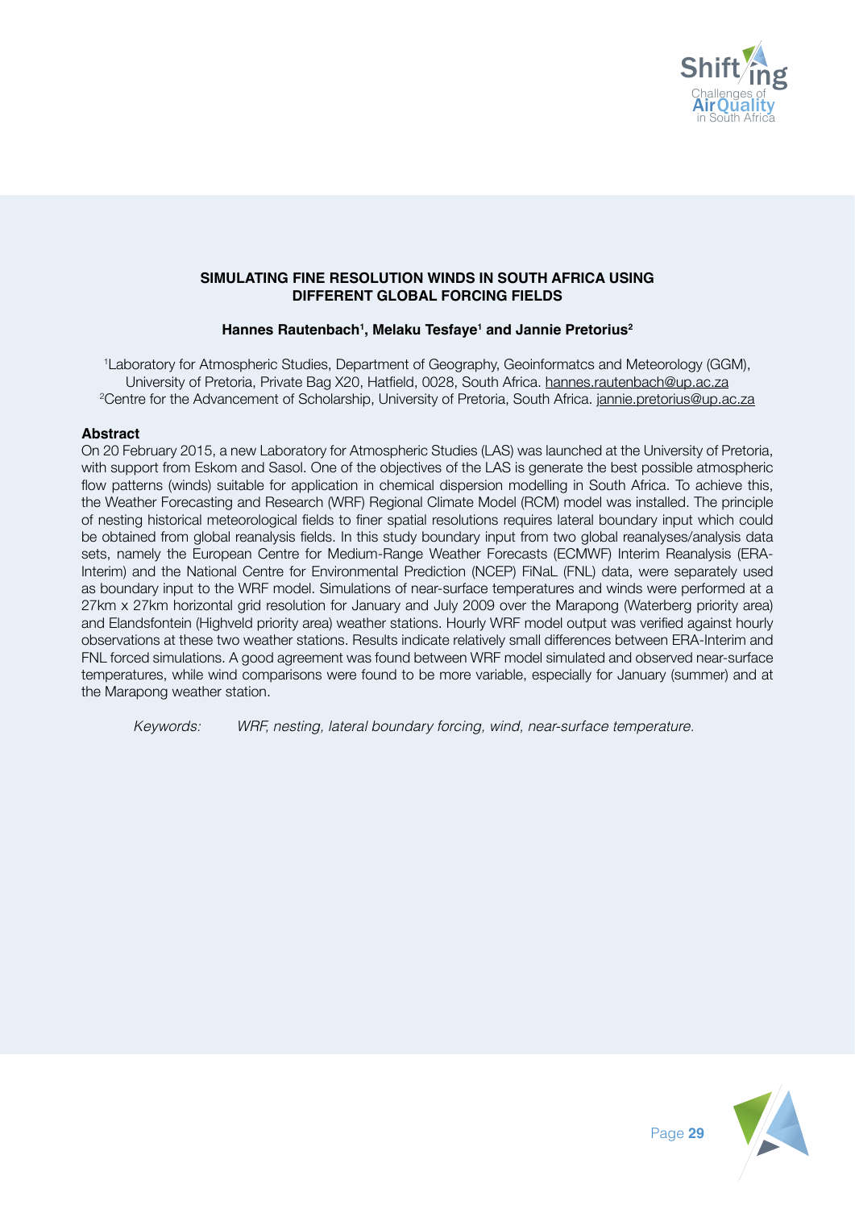# SIMULATING FINE RESOLUTION WINDS IN SOUTH AFRICA USING DIFFERENT GLOBAL FORCING FIELDS

**Hannes Rautenbach[1], Melaku Tesfaye[1] and Jannie Pretorius[2]**

[1]Laboratory for Atmospheric Studies, Department of Geography, Geoinformatcs and Meteorology (GGM), University of Pretoria, Private Bag X20, Hatfield, 0028, South Africa. hannes.rautenbach@up.ac.za
[2]Centre for the Advancement of Scholarship, University of Pretoria, South Africa. jannie.pretorius@up.ac.za

**Abstract**

On 20 February 2015, a new Laboratory for Atmospheric Studies (LAS) was launched at the University of Pretoria, with support from Eskom and Sasol. One of the objectives of the LAS is generate the best possible atmospheric flow patterns (winds) suitable for application in chemical dispersion modelling in South Africa. To achieve this, the Weather Forecasting and Research (WRF) Regional Climate Model (RCM) model was installed. The principle of nesting historical meteorological fields to finer spatial resolutions requires lateral boundary input which could be obtained from global reanalysis fields. In this study boundary input from two global reanalyses/analysis data sets, namely the European Centre for Medium-Range Weather Forecasts (ECMWF) Interim Reanalysis (ERA-Interim) and the National Centre for Environmental Prediction (NCEP) FiNaL (FNL) data, were separately used as boundary input to the WRF model. Simulations of near-surface temperatures and winds were performed at a 27km x 27km horizontal grid resolution for January and July 2009 over the Marapong (Waterberg priority area) and Elandsfontein (Highveld priority area) weather stations. Hourly WRF model output was verified against hourly observations at these two weather stations. Results indicate relatively small differences between ERA-Interim and FNL forced simulations. A good agreement was found between WRF model simulated and observed near-surface temperatures, while wind comparisons were found to be more variable, especially for January (summer) and at the Marapong weather station.

*Keywords: WRF, nesting, lateral boundary forcing, wind, near-surface temperature.*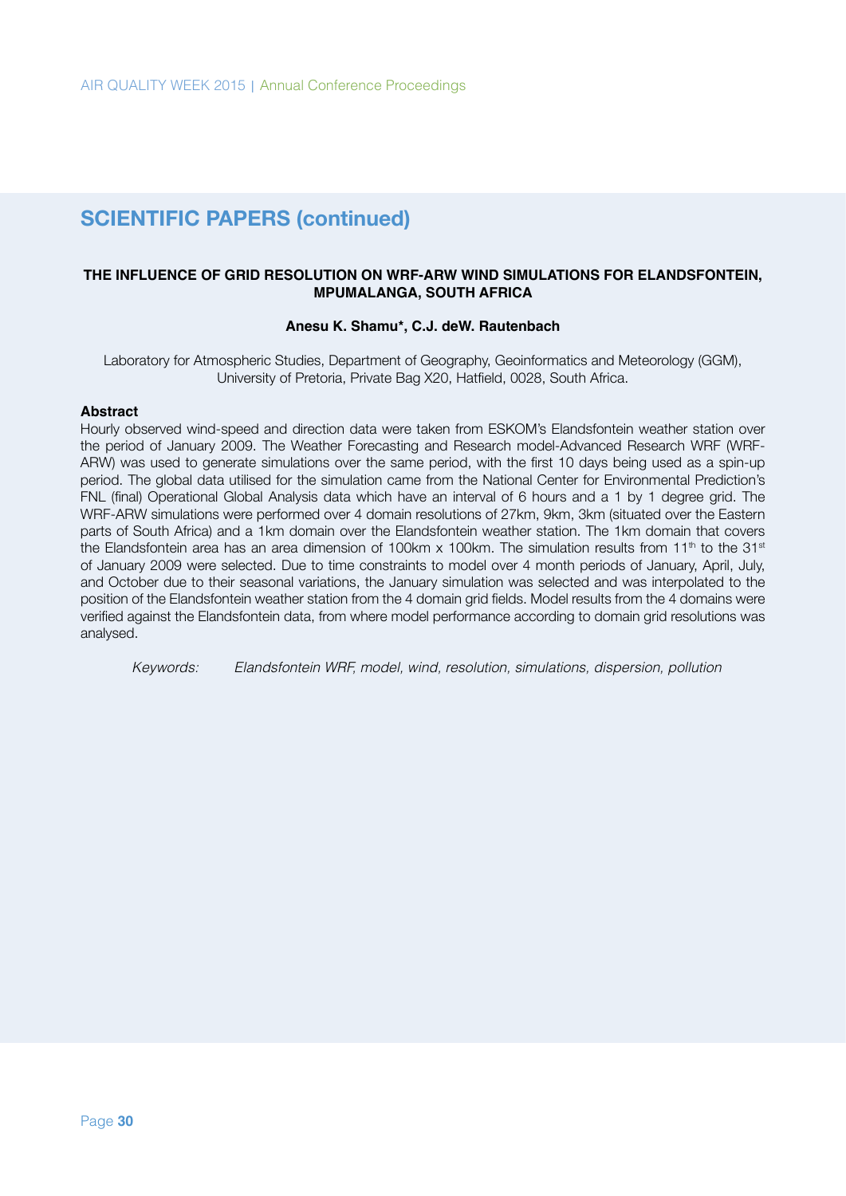## SCIENTIFIC PAPERS (continued)

### THE INFLUENCE OF GRID RESOLUTION ON WRF-ARW WIND SIMULATIONS FOR ELANDSFONTEIN, MPUMALANGA, SOUTH AFRICA

**Anesu K. Shamu*, C.J. deW. Rautenbach**

Laboratory for Atmospheric Studies, Department of Geography, Geoinformatics and Meteorology (GGM), University of Pretoria, Private Bag X20, Hatfield, 0028, South Africa.

**Abstract**

Hourly observed wind-speed and direction data were taken from ESKOM's Elandsfontein weather station over the period of January 2009. The Weather Forecasting and Research model-Advanced Research WRF (WRF-ARW) was used to generate simulations over the same period, with the first 10 days being used as a spin-up period. The global data utilised for the simulation came from the National Center for Environmental Prediction's FNL (final) Operational Global Analysis data which have an interval of 6 hours and a 1 by 1 degree grid. The WRF-ARW simulations were performed over 4 domain resolutions of 27km, 9km, 3km (situated over the Eastern parts of South Africa) and a 1km domain over the Elandsfontein weather station. The 1km domain that covers the Elandsfontein area has an area dimension of 100km x 100km. The simulation results from 11th to the 31st of January 2009 were selected. Due to time constraints to model over 4 month periods of January, April, July, and October due to their seasonal variations, the January simulation was selected and was interpolated to the position of the Elandsfontein weather station from the 4 domain grid fields. Model results from the 4 domains were verified against the Elandsfontein data, from where model performance according to domain grid resolutions was analysed.

*Keywords: Elandsfontein WRF, model, wind, resolution, simulations, dispersion, pollution*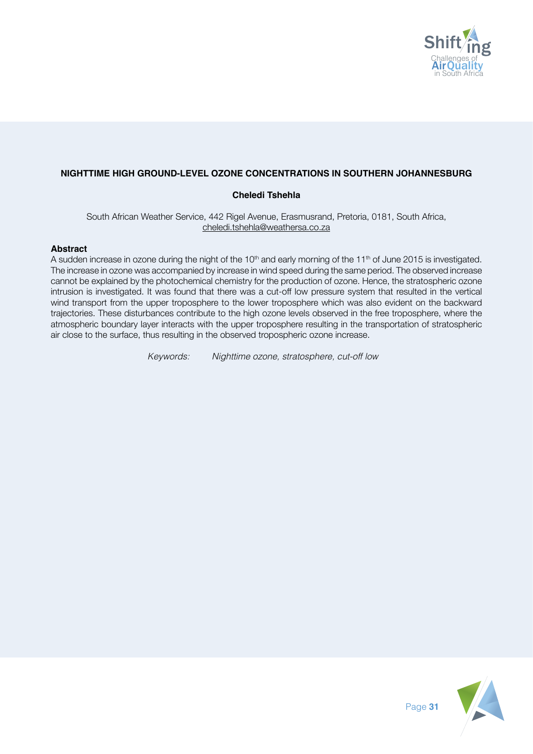## NIGHTTIME HIGH GROUND-LEVEL OZONE CONCENTRATIONS IN SOUTHERN JOHANNESBURG

**Cheledi Tshehla**

South African Weather Service, 442 Rigel Avenue, Erasmusrand, Pretoria, 0181, South Africa, cheledi.tshehla@weathersa.co.za

### Abstract

A sudden increase in ozone during the night of the 10th and early morning of the 11th of June 2015 is investigated. The increase in ozone was accompanied by increase in wind speed during the same period. The observed increase cannot be explained by the photochemical chemistry for the production of ozone. Hence, the stratospheric ozone intrusion is investigated. It was found that there was a cut-off low pressure system that resulted in the vertical wind transport from the upper troposphere to the lower troposphere which was also evident on the backward trajectories. These disturbances contribute to the high ozone levels observed in the free troposphere, where the atmospheric boundary layer interacts with the upper troposphere resulting in the transportation of stratospheric air close to the surface, thus resulting in the observed tropospheric ozone increase.

*Keywords: Nighttime ozone, stratosphere, cut-off low*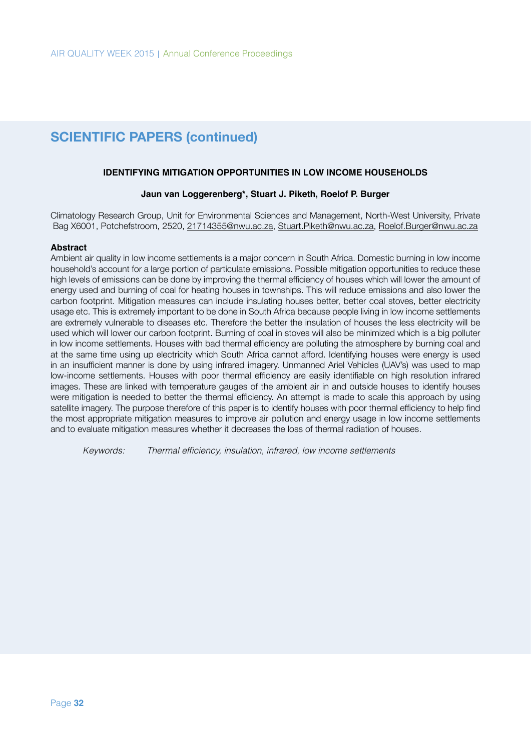## SCIENTIFIC PAPERS (continued)

### IDENTIFYING MITIGATION OPPORTUNITIES IN LOW INCOME HOUSEHOLDS

**Jaun van Loggerenberg*, Stuart J. Piketh, Roelof P. Burger**

Climatology Research Group, Unit for Environmental Sciences and Management, North-West University, Private Bag X6001, Potchefstroom, 2520, 21714355@nwu.ac.za, Stuart.Piketh@nwu.ac.za, Roelof.Burger@nwu.ac.za

**Abstract**

Ambient air quality in low income settlements is a major concern in South Africa. Domestic burning in low income household's account for a large portion of particulate emissions. Possible mitigation opportunities to reduce these high levels of emissions can be done by improving the thermal efficiency of houses which will lower the amount of energy used and burning of coal for heating houses in townships. This will reduce emissions and also lower the carbon footprint. Mitigation measures can include insulating houses better, better coal stoves, better electricity usage etc. This is extremely important to be done in South Africa because people living in low income settlements are extremely vulnerable to diseases etc. Therefore the better the insulation of houses the less electricity will be used which will lower our carbon footprint. Burning of coal in stoves will also be minimized which is a big polluter in low income settlements. Houses with bad thermal efficiency are polluting the atmosphere by burning coal and at the same time using up electricity which South Africa cannot afford. Identifying houses were energy is used in an insufficient manner is done by using infrared imagery. Unmanned Ariel Vehicles (UAV's) was used to map low-income settlements. Houses with poor thermal efficiency are easily identifiable on high resolution infrared images. These are linked with temperature gauges of the ambient air in and outside houses to identify houses were mitigation is needed to better the thermal efficiency. An attempt is made to scale this approach by using satellite imagery. The purpose therefore of this paper is to identify houses with poor thermal efficiency to help find the most appropriate mitigation measures to improve air pollution and energy usage in low income settlements and to evaluate mitigation measures whether it decreases the loss of thermal radiation of houses.

*Keywords:* *Thermal efficiency, insulation, infrared, low income settlements*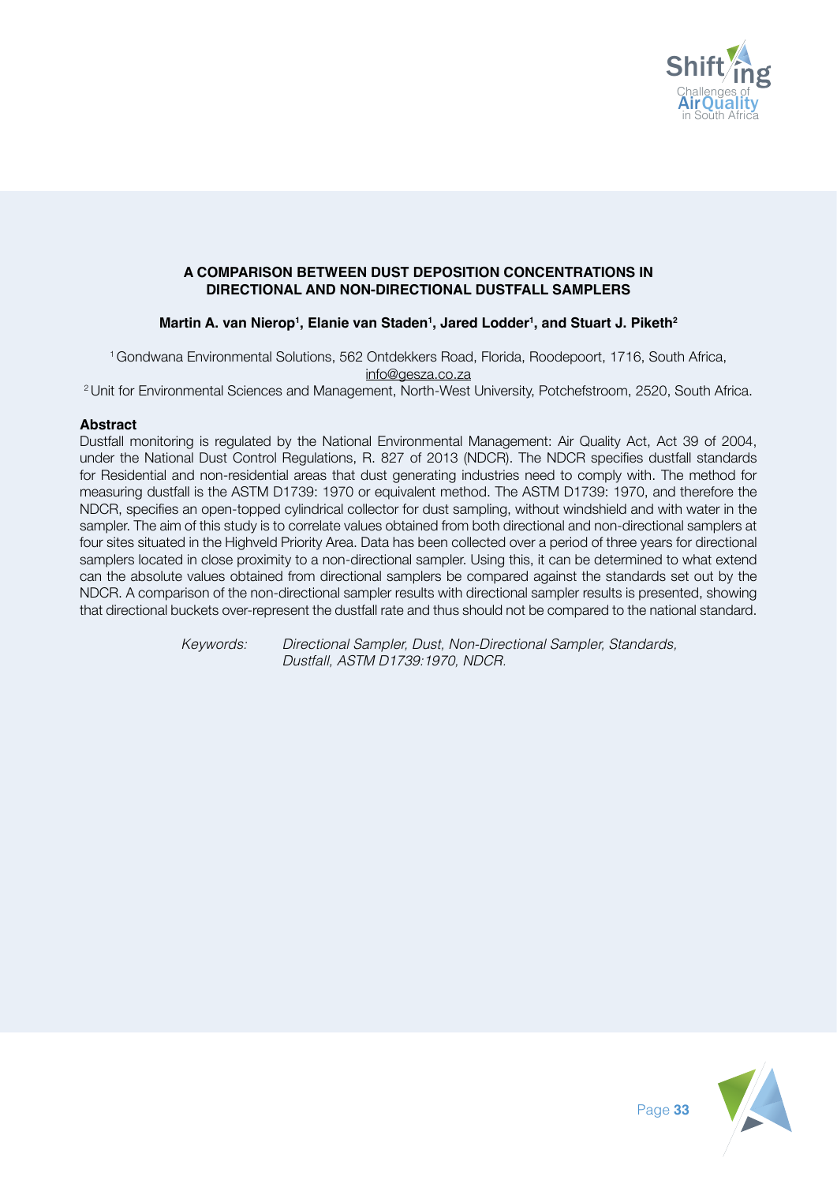# A COMPARISON BETWEEN DUST DEPOSITION CONCENTRATIONS IN DIRECTIONAL AND NON-DIRECTIONAL DUSTFALL SAMPLERS

**Martin A. van Nierop[1], Elanie van Staden[1], Jared Lodder[1], and Stuart J. Piketh[2]**

[1] Gondwana Environmental Solutions, 562 Ontdekkers Road, Florida, Roodepoort, 1716, South Africa, info@gesza.co.za

[2] Unit for Environmental Sciences and Management, North-West University, Potchefstroom, 2520, South Africa.

**Abstract**

Dustfall monitoring is regulated by the National Environmental Management: Air Quality Act, Act 39 of 2004, under the National Dust Control Regulations, R. 827 of 2013 (NDCR). The NDCR specifies dustfall standards for Residential and non-residential areas that dust generating industries need to comply with. The method for measuring dustfall is the ASTM D1739: 1970 or equivalent method. The ASTM D1739: 1970, and therefore the NDCR, specifies an open-topped cylindrical collector for dust sampling, without windshield and with water in the sampler. The aim of this study is to correlate values obtained from both directional and non-directional samplers at four sites situated in the Highveld Priority Area. Data has been collected over a period of three years for directional samplers located in close proximity to a non-directional sampler. Using this, it can be determined to what extend can the absolute values obtained from directional samplers be compared against the standards set out by the NDCR. A comparison of the non-directional sampler results with directional sampler results is presented, showing that directional buckets over-represent the dustfall rate and thus should not be compared to the national standard.

*Keywords: Directional Sampler, Dust, Non-Directional Sampler, Standards, Dustfall, ASTM D1739:1970, NDCR.*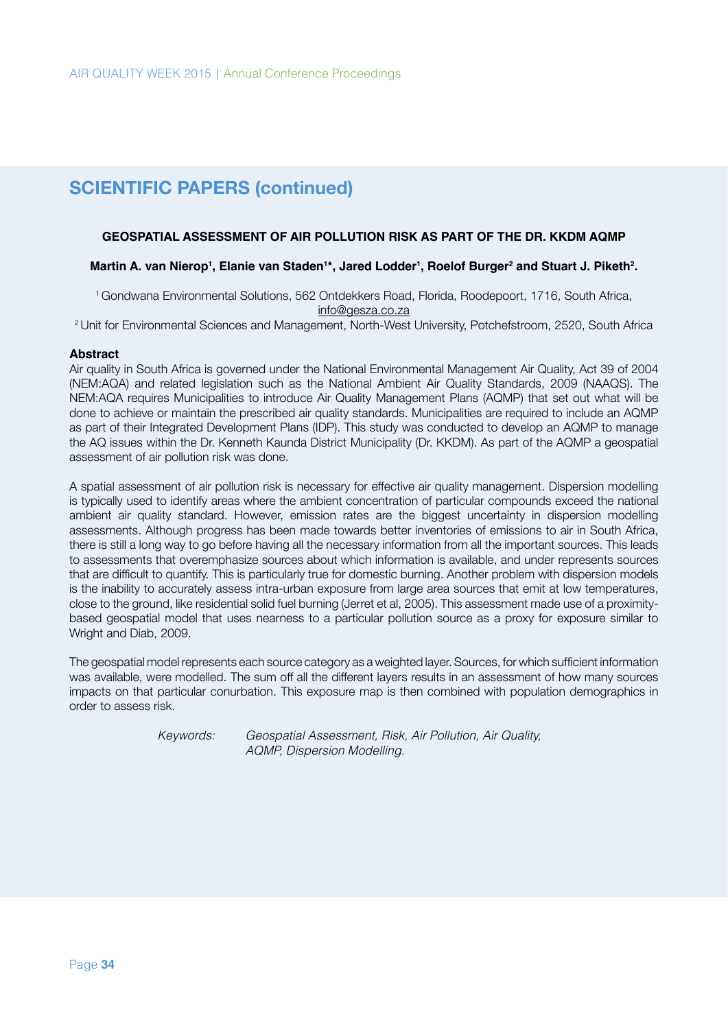## SCIENTIFIC PAPERS (continued)

### GEOSPATIAL ASSESSMENT OF AIR POLLUTION RISK AS PART OF THE DR. KKDM AQMP

**Martin A. van Nierop[1], Elanie van Staden[1]*, Jared Lodder[1], Roelof Burger[2] and Stuart J. Piketh[2].**

[1] Gondwana Environmental Solutions, 562 Ontdekkers Road, Florida, Roodepoort, 1716, South Africa, info@gesza.co.za

[2] Unit for Environmental Sciences and Management, North-West University, Potchefstroom, 2520, South Africa

**Abstract**

Air quality in South Africa is governed under the National Environmental Management Air Quality, Act 39 of 2004 (NEM:AQA) and related legislation such as the National Ambient Air Quality Standards, 2009 (NAAQS). The NEM:AQA requires Municipalities to introduce Air Quality Management Plans (AQMP) that set out what will be done to achieve or maintain the prescribed air quality standards. Municipalities are required to include an AQMP as part of their Integrated Development Plans (IDP). This study was conducted to develop an AQMP to manage the AQ issues within the Dr. Kenneth Kaunda District Municipality (Dr. KKDM). As part of the AQMP a geospatial assessment of air pollution risk was done.

A spatial assessment of air pollution risk is necessary for effective air quality management. Dispersion modelling is typically used to identify areas where the ambient concentration of particular compounds exceed the national ambient air quality standard. However, emission rates are the biggest uncertainty in dispersion modelling assessments. Although progress has been made towards better inventories of emissions to air in South Africa, there is still a long way to go before having all the necessary information from all the important sources. This leads to assessments that overemphasize sources about which information is available, and under represents sources that are difficult to quantify. This is particularly true for domestic burning. Another problem with dispersion models is the inability to accurately assess intra-urban exposure from large area sources that emit at low temperatures, close to the ground, like residential solid fuel burning (Jerret et al, 2005). This assessment made use of a proximity-based geospatial model that uses nearness to a particular pollution source as a proxy for exposure similar to Wright and Diab, 2009.

The geospatial model represents each source category as a weighted layer. Sources, for which sufficient information was available, were modelled. The sum off all the different layers results in an assessment of how many sources impacts on that particular conurbation. This exposure map is then combined with population demographics in order to assess risk.

*Keywords:* *Geospatial Assessment, Risk, Air Pollution, Air Quality, AQMP, Dispersion Modelling.*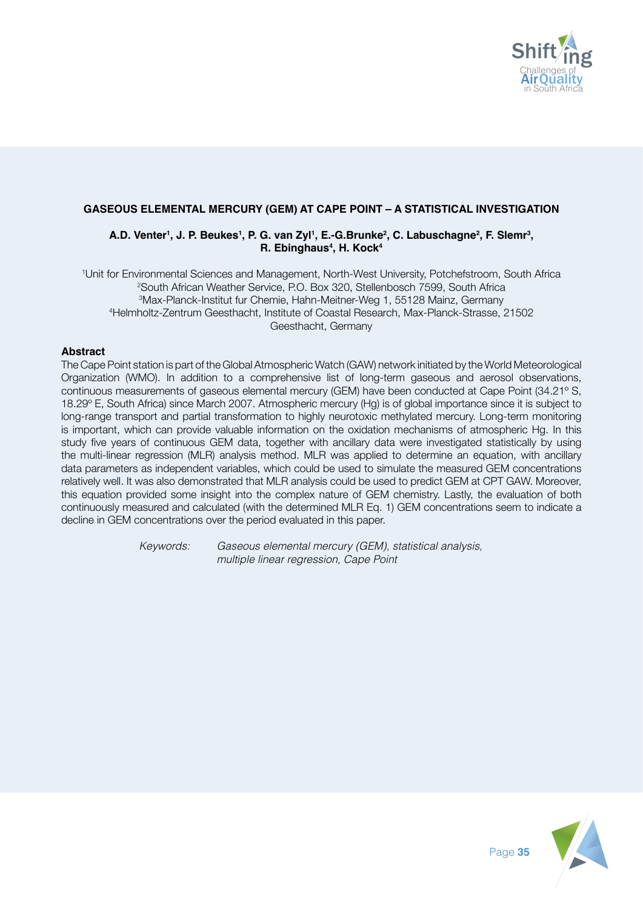## GASEOUS ELEMENTAL MERCURY (GEM) AT CAPE POINT – A STATISTICAL INVESTIGATION

**A.D. Venter[1], J. P. Beukes[1], P. G. van Zyl[1], E.-G.Brunke[2], C. Labuschagne[2], F. Slemr[3], R. Ebinghaus[4], H. Kock[4]**

[1]Unit for Environmental Sciences and Management, North-West University, Potchefstroom, South Africa
[2]South African Weather Service, P.O. Box 320, Stellenbosch 7599, South Africa
[3]Max-Planck-Institut fur Chemie, Hahn-Meitner-Weg 1, 55128 Mainz, Germany
[4]Helmholtz-Zentrum Geesthacht, Institute of Coastal Research, Max-Planck-Strasse, 21502 Geesthacht, Germany

### Abstract

The Cape Point station is part of the Global Atmospheric Watch (GAW) network initiated by the World Meteorological Organization (WMO). In addition to a comprehensive list of long-term gaseous and aerosol observations, continuous measurements of gaseous elemental mercury (GEM) have been conducted at Cape Point (34.21° S, 18.29° E, South Africa) since March 2007. Atmospheric mercury (Hg) is of global importance since it is subject to long-range transport and partial transformation to highly neurotoxic methylated mercury. Long-term monitoring is important, which can provide valuable information on the oxidation mechanisms of atmospheric Hg. In this study five years of continuous GEM data, together with ancillary data were investigated statistically by using the multi-linear regression (MLR) analysis method. MLR was applied to determine an equation, with ancillary data parameters as independent variables, which could be used to simulate the measured GEM concentrations relatively well. It was also demonstrated that MLR analysis could be used to predict GEM at CPT GAW. Moreover, this equation provided some insight into the complex nature of GEM chemistry. Lastly, the evaluation of both continuously measured and calculated (with the determined MLR Eq. 1) GEM concentrations seem to indicate a decline in GEM concentrations over the period evaluated in this paper.

*Keywords: Gaseous elemental mercury (GEM), statistical analysis, multiple linear regression, Cape Point*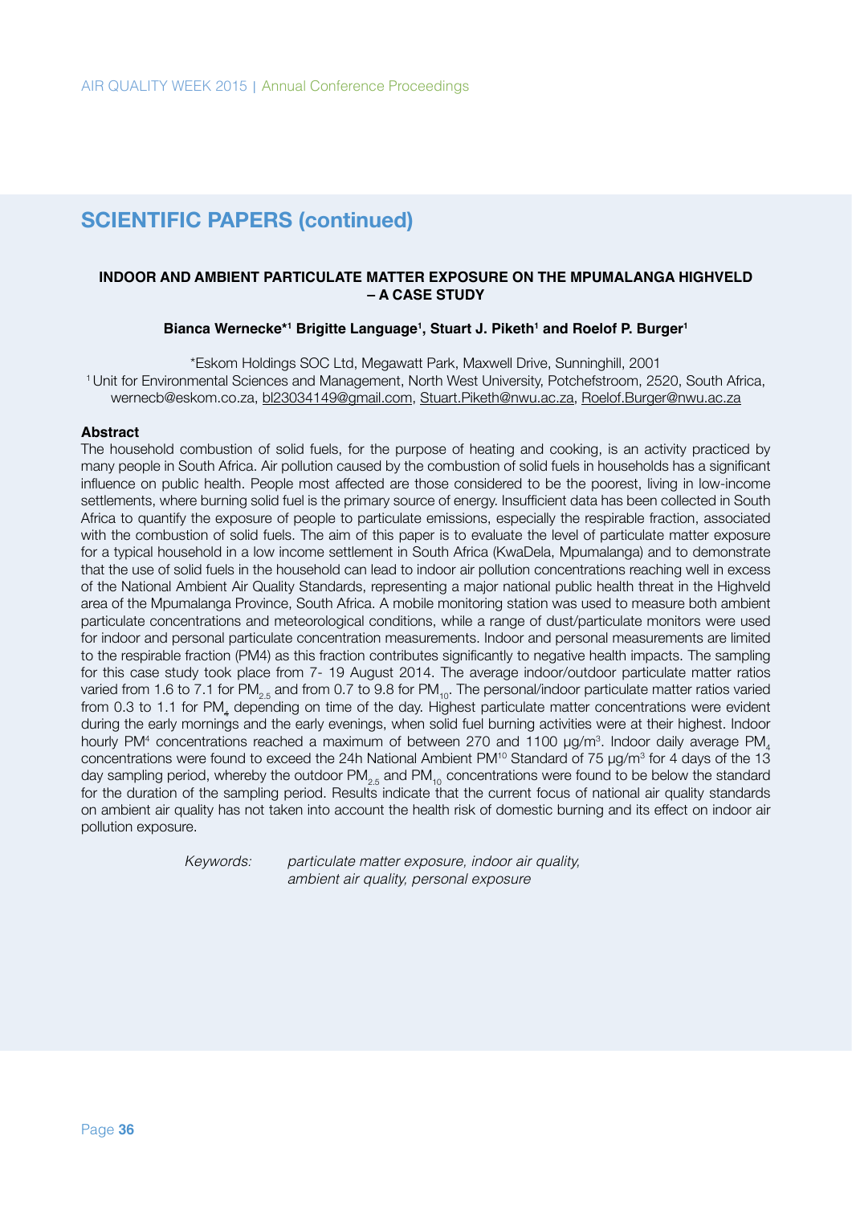## SCIENTIFIC PAPERS (continued)

### INDOOR AND AMBIENT PARTICULATE MATTER EXPOSURE ON THE MPUMALANGA HIGHVELD – A CASE STUDY

**Bianca Wernecke*[1] Brigitte Language[1], Stuart J. Piketh[1] and Roelof P. Burger[1]**

*Eskom Holdings SOC Ltd, Megawatt Park, Maxwell Drive, Sunninghill, 2001
[1] Unit for Environmental Sciences and Management, North West University, Potchefstroom, 2520, South Africa, wernecb@eskom.co.za, bl23034149@gmail.com, Stuart.Piketh@nwu.ac.za, Roelof.Burger@nwu.ac.za

**Abstract**

The household combustion of solid fuels, for the purpose of heating and cooking, is an activity practiced by many people in South Africa. Air pollution caused by the combustion of solid fuels in households has a significant influence on public health. People most affected are those considered to be the poorest, living in low-income settlements, where burning solid fuel is the primary source of energy. Insufficient data has been collected in South Africa to quantify the exposure of people to particulate emissions, especially the respirable fraction, associated with the combustion of solid fuels. The aim of this paper is to evaluate the level of particulate matter exposure for a typical household in a low income settlement in South Africa (KwaDela, Mpumalanga) and to demonstrate that the use of solid fuels in the household can lead to indoor air pollution concentrations reaching well in excess of the National Ambient Air Quality Standards, representing a major national public health threat in the Highveld area of the Mpumalanga Province, South Africa. A mobile monitoring station was used to measure both ambient particulate concentrations and meteorological conditions, while a range of dust/particulate monitors were used for indoor and personal particulate concentration measurements. Indoor and personal measurements are limited to the respirable fraction (PM4) as this fraction contributes significantly to negative health impacts. The sampling for this case study took place from 7- 19 August 2014. The average indoor/outdoor particulate matter ratios varied from 1.6 to 7.1 for $PM_{2.5}$ and from 0.7 to 9.8 for $PM_{10}$. The personal/indoor particulate matter ratios varied from 0.3 to 1.1 for $PM_4$ depending on time of the day. Highest particulate matter concentrations were evident during the early mornings and the early evenings, when solid fuel burning activities were at their highest. Indoor hourly $PM^4$ concentrations reached a maximum of between 270 and 1100 µg/m³. Indoor daily average $PM_4$ concentrations were found to exceed the 24h National Ambient $PM^{10}$ Standard of 75 µg/m³ for 4 days of the 13 day sampling period, whereby the outdoor $PM_{2.5}$ and $PM_{10}$ concentrations were found to be below the standard for the duration of the sampling period. Results indicate that the current focus of national air quality standards on ambient air quality has not taken into account the health risk of domestic burning and its effect on indoor air pollution exposure.

*Keywords: particulate matter exposure, indoor air quality, ambient air quality, personal exposure*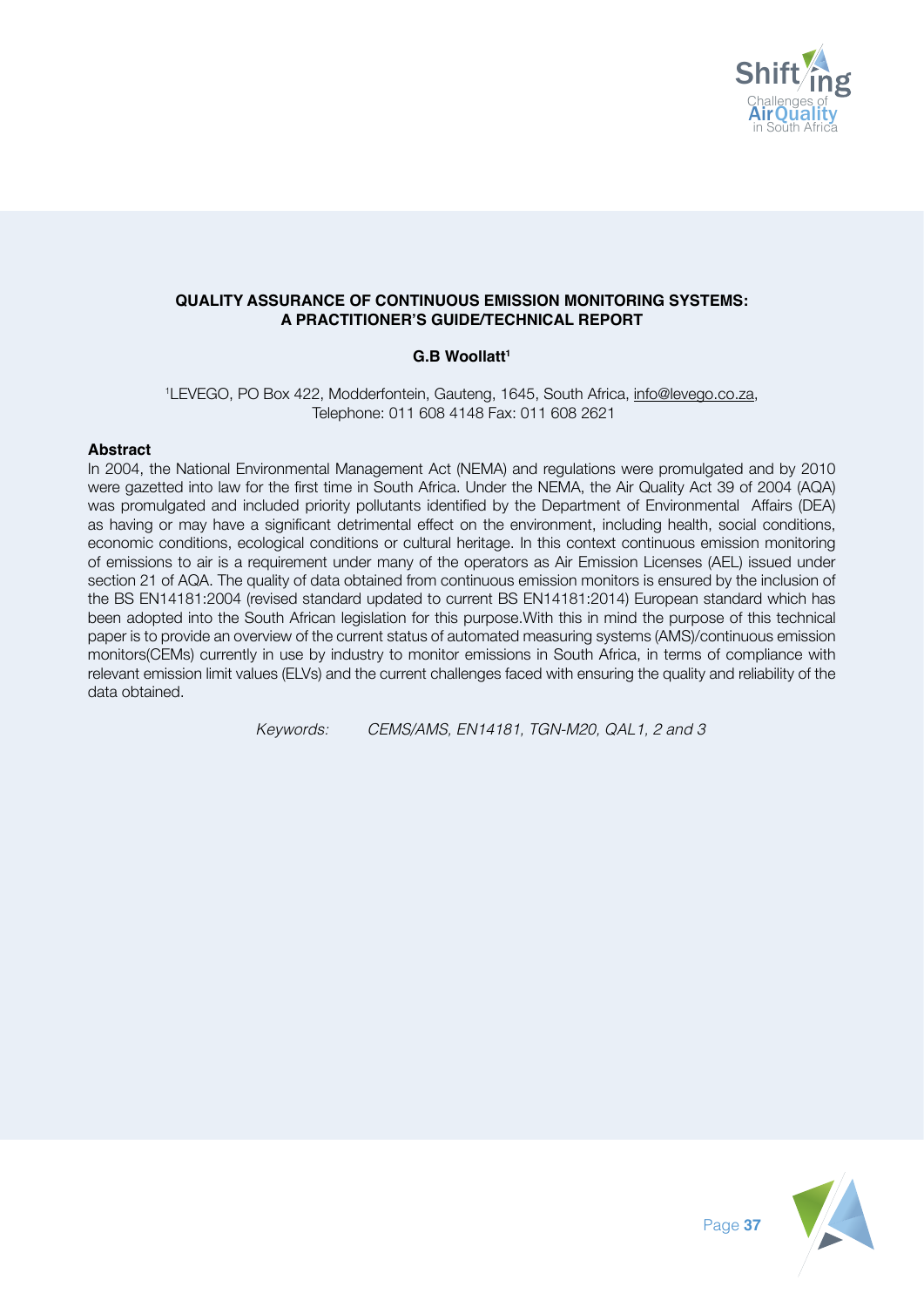# QUALITY ASSURANCE OF CONTINUOUS EMISSION MONITORING SYSTEMS: A PRACTITIONER'S GUIDE/TECHNICAL REPORT

**G.B Woollatt[1]**

[1]LEVEGO, PO Box 422, Modderfontein, Gauteng, 1645, South Africa, info@levego.co.za, Telephone: 011 608 4148 Fax: 011 608 2621

## Abstract

In 2004, the National Environmental Management Act (NEMA) and regulations were promulgated and by 2010 were gazetted into law for the first time in South Africa. Under the NEMA, the Air Quality Act 39 of 2004 (AQA) was promulgated and included priority pollutants identified by the Department of Environmental Affairs (DEA) as having or may have a significant detrimental effect on the environment, including health, social conditions, economic conditions, ecological conditions or cultural heritage. In this context continuous emission monitoring of emissions to air is a requirement under many of the operators as Air Emission Licenses (AEL) issued under section 21 of AQA. The quality of data obtained from continuous emission monitors is ensured by the inclusion of the BS EN14181:2004 (revised standard updated to current BS EN14181:2014) European standard which has been adopted into the South African legislation for this purpose.With this in mind the purpose of this technical paper is to provide an overview of the current status of automated measuring systems (AMS)/continuous emission monitors(CEMs) currently in use by industry to monitor emissions in South Africa, in terms of compliance with relevant emission limit values (ELVs) and the current challenges faced with ensuring the quality and reliability of the data obtained.

*Keywords: CEMS/AMS, EN14181, TGN-M20, QAL1, 2 and 3*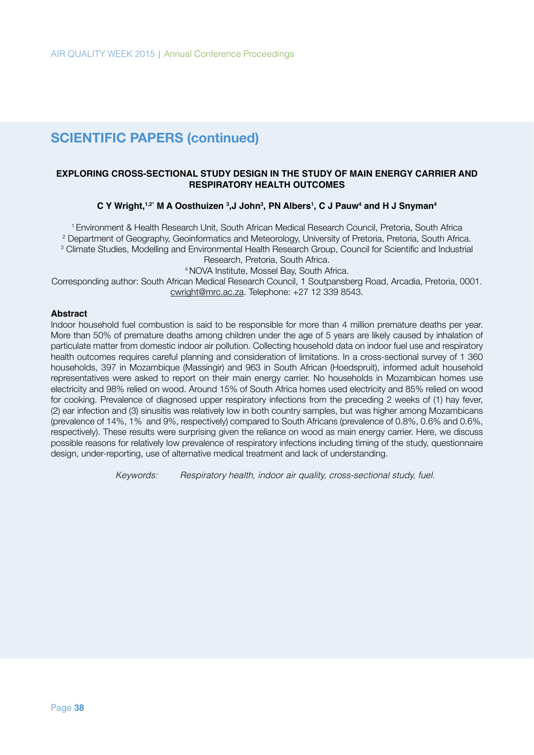## SCIENTIFIC PAPERS (continued)

### EXPLORING CROSS-SECTIONAL STUDY DESIGN IN THE STUDY OF MAIN ENERGY CARRIER AND RESPIRATORY HEALTH OUTCOMES

**C Y Wright,[1,2*] M A Oosthuizen [3],J John[3], PN Albers[1], C J Pauw[4] and H J Snyman[4]**

[1] Environment & Health Research Unit, South African Medical Research Council, Pretoria, South Africa
[2] Department of Geography, Geoinformatics and Meteorology, University of Pretoria, Pretoria, South Africa.
[3] Climate Studies, Modelling and Environmental Health Research Group, Council for Scientific and Industrial Research, Pretoria, South Africa.
[4] NOVA Institute, Mossel Bay, South Africa.
Corresponding author: South African Medical Research Council, 1 Soutpansberg Road, Arcadia, Pretoria, 0001. cwright@mrc.ac.za. Telephone: +27 12 339 8543.

**Abstract**

Indoor household fuel combustion is said to be responsible for more than 4 million premature deaths per year. More than 50% of premature deaths among children under the age of 5 years are likely caused by inhalation of particulate matter from domestic indoor air pollution. Collecting household data on indoor fuel use and respiratory health outcomes requires careful planning and consideration of limitations. In a cross-sectional survey of 1 360 households, 397 in Mozambique (Massingir) and 963 in South African (Hoedspruit), informed adult household representatives were asked to report on their main energy carrier. No households in Mozambican homes use electricity and 98% relied on wood. Around 15% of South Africa homes used electricity and 85% relied on wood for cooking. Prevalence of diagnosed upper respiratory infections from the preceding 2 weeks of (1) hay fever, (2) ear infection and (3) sinusitis was relatively low in both country samples, but was higher among Mozambicans (prevalence of 14%, 1% and 9%, respectively) compared to South Africans (prevalence of 0.8%, 0.6% and 0.6%, respectively). These results were surprising given the reliance on wood as main energy carrier. Here, we discuss possible reasons for relatively low prevalence of respiratory infections including timing of the study, questionnaire design, under-reporting, use of alternative medical treatment and lack of understanding.

*Keywords: Respiratory health, indoor air quality, cross-sectional study, fuel.*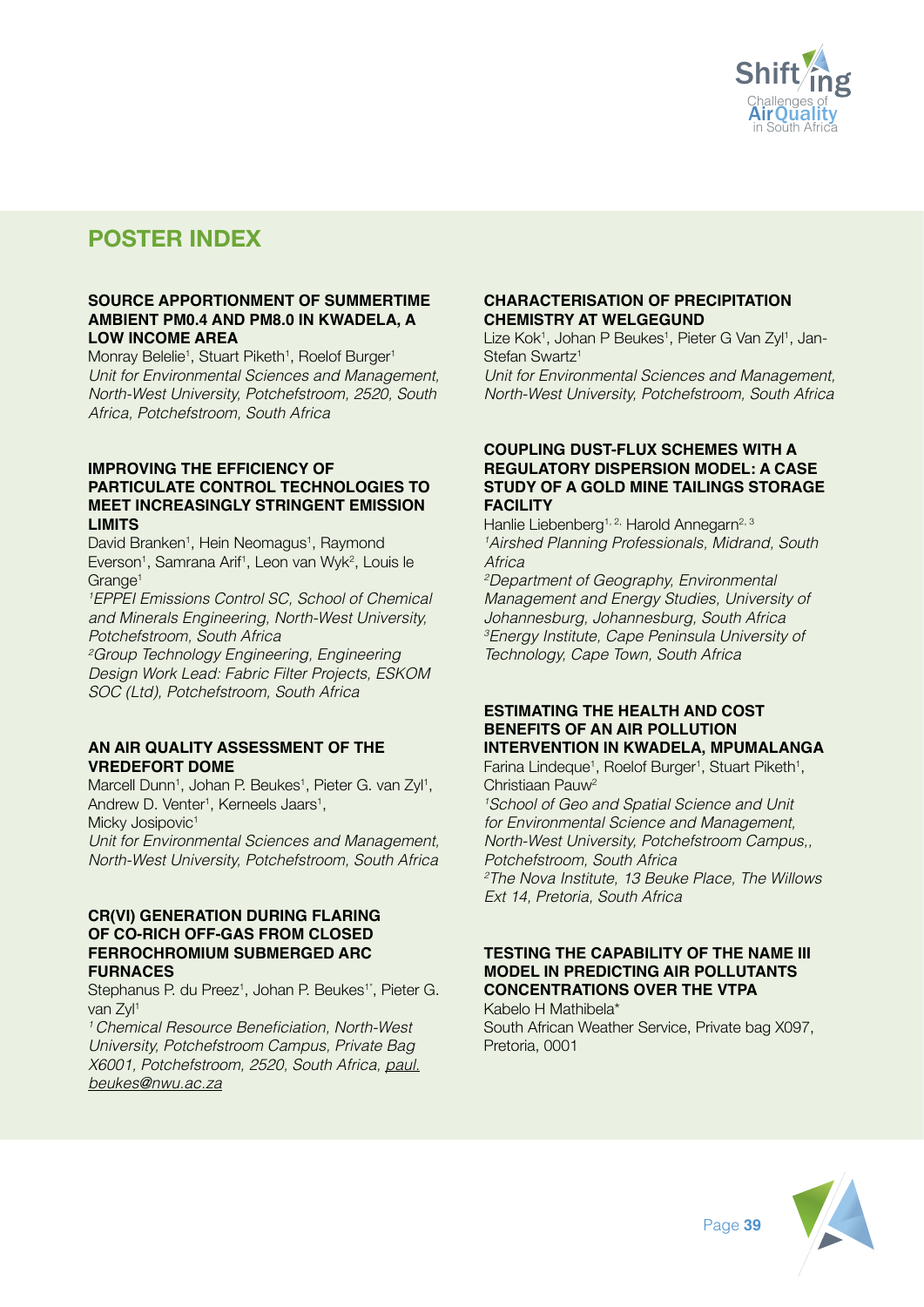## POSTER INDEX

### SOURCE APPORTIONMENT OF SUMMERTIME AMBIENT PM0.4 AND PM8.0 IN KWADELA, A LOW INCOME AREA

Monray Belelie[1], Stuart Piketh[1], Roelof Burger[1]

*Unit for Environmental Sciences and Management, North-West University, Potchefstroom, 2520, South Africa, Potchefstroom, South Africa*

### IMPROVING THE EFFICIENCY OF PARTICULATE CONTROL TECHNOLOGIES TO MEET INCREASINGLY STRINGENT EMISSION LIMITS

David Branken[1], Hein Neomagus[1], Raymond Everson[1], Samrana Arif[1], Leon van Wyk[2], Louis le Grange[1]

*[1]EPPEI Emissions Control SC, School of Chemical and Minerals Engineering, North-West University, Potchefstroom, South Africa*

*[2]Group Technology Engineering, Engineering Design Work Lead: Fabric Filter Projects, ESKOM SOC (Ltd), Potchefstroom, South Africa*

### AN AIR QUALITY ASSESSMENT OF THE VREDEFORT DOME

Marcell Dunn[1], Johan P. Beukes[1], Pieter G. van Zyl[1], Andrew D. Venter[1], Kerneels Jaars[1], Micky Josipovic[1]

*Unit for Environmental Sciences and Management, North-West University, Potchefstroom, South Africa*

### CR(VI) GENERATION DURING FLARING OF CO-RICH OFF-GAS FROM CLOSED FERROCHROMIUM SUBMERGED ARC FURNACES

Stephanus P. du Preez[1], Johan P. Beukes[1*], Pieter G. van Zyl[1]

*[1] Chemical Resource Beneficiation, North-West University, Potchefstroom Campus, Private Bag X6001, Potchefstroom, 2520, South Africa, paul.beukes@nwu.ac.za*

### CHARACTERISATION OF PRECIPITATION CHEMISTRY AT WELGEGUND

Lize Kok[1], Johan P Beukes[1], Pieter G Van Zyl[1], Jan-Stefan Swartz[1]

*Unit for Environmental Sciences and Management, North-West University, Potchefstroom, South Africa*

### COUPLING DUST-FLUX SCHEMES WITH A REGULATORY DISPERSION MODEL: A CASE STUDY OF A GOLD MINE TAILINGS STORAGE FACILITY

Hanlie Liebenberg[1, 2,] Harold Annegarn[2, 3]

*[1]Airshed Planning Professionals, Midrand, South Africa*

*[2]Department of Geography, Environmental Management and Energy Studies, University of Johannesburg, Johannesburg, South Africa*

*[3]Energy Institute, Cape Peninsula University of Technology, Cape Town, South Africa*

### ESTIMATING THE HEALTH AND COST BENEFITS OF AN AIR POLLUTION INTERVENTION IN KWADELA, MPUMALANGA

Farina Lindeque[1], Roelof Burger[1], Stuart Piketh[1], Christiaan Pauw[2]

*[1]School of Geo and Spatial Science and Unit for Environmental Science and Management, North-West University, Potchefstroom Campus,, Potchefstroom, South Africa*

*[2]The Nova Institute, 13 Beuke Place, The Willows Ext 14, Pretoria, South Africa*

### TESTING THE CAPABILITY OF THE NAME III MODEL IN PREDICTING AIR POLLUTANTS CONCENTRATIONS OVER THE VTPA

Kabelo H Mathibela*

South African Weather Service, Private bag X097, Pretoria, 0001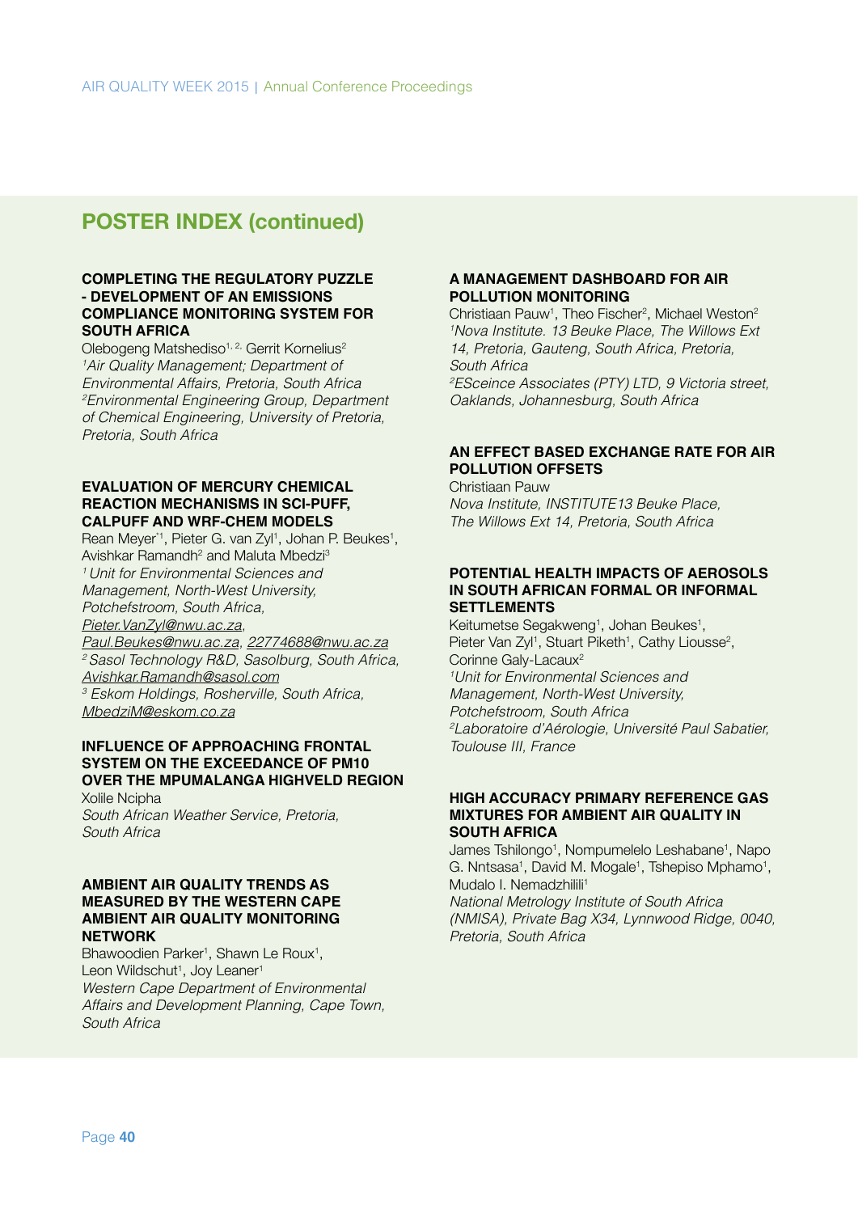## POSTER INDEX (continued)

**COMPLETING THE REGULATORY PUZZLE - DEVELOPMENT OF AN EMISSIONS COMPLIANCE MONITORING SYSTEM FOR SOUTH AFRICA**

Olebogeng Matshediso[1, 2,] Gerrit Kornelius[2]

*[1]Air Quality Management; Department of Environmental Affairs, Pretoria, South Africa*

*[2]Environmental Engineering Group, Department of Chemical Engineering, University of Pretoria, Pretoria, South Africa*

**EVALUATION OF MERCURY CHEMICAL REACTION MECHANISMS IN SCI-PUFF, CALPUFF AND WRF-CHEM MODELS**

Rean Meyer[*1], Pieter G. van Zyl[1], Johan P. Beukes[1], Avishkar Ramandh[2] and Maluta Mbedzi[3]

*[1] Unit for Environmental Sciences and Management, North-West University, Potchefstroom, South Africa, Pieter.VanZyl@nwu.ac.za, Paul.Beukes@nwu.ac.za, 22774688@nwu.ac.za*

*[2] Sasol Technology R&D, Sasolburg, South Africa, Avishkar.Ramandh@sasol.com*

*[3] Eskom Holdings, Rosherville, South Africa, MbedziM@eskom.co.za*

**INFLUENCE OF APPROACHING FRONTAL SYSTEM ON THE EXCEEDANCE OF PM10 OVER THE MPUMALANGA HIGHVELD REGION**

Xolile Ncipha

*South African Weather Service, Pretoria, South Africa*

**AMBIENT AIR QUALITY TRENDS AS MEASURED BY THE WESTERN CAPE AMBIENT AIR QUALITY MONITORING NETWORK**

Bhawoodien Parker[1], Shawn Le Roux[1], Leon Wildschut[1], Joy Leaner[1]

*Western Cape Department of Environmental Affairs and Development Planning, Cape Town, South Africa*

**A MANAGEMENT DASHBOARD FOR AIR POLLUTION MONITORING**

Christiaan Pauw[1], Theo Fischer[2], Michael Weston[2]

*[1]Nova Institute. 13 Beuke Place, The Willows Ext 14, Pretoria, Gauteng, South Africa, Pretoria, South Africa*

*[2]ESceince Associates (PTY) LTD, 9 Victoria street, Oaklands, Johannesburg, South Africa*

**AN EFFECT BASED EXCHANGE RATE FOR AIR POLLUTION OFFSETS**

Christiaan Pauw

*Nova Institute, INSTITUTE13 Beuke Place, The Willows Ext 14, Pretoria, South Africa*

**POTENTIAL HEALTH IMPACTS OF AEROSOLS IN SOUTH AFRICAN FORMAL OR INFORMAL SETTLEMENTS**

Keitumetse Segakweng[1], Johan Beukes[1], Pieter Van Zyl[1], Stuart Piketh[1], Cathy Liousse[2], Corinne Galy-Lacaux[2]

*[1]Unit for Environmental Sciences and Management, North-West University, Potchefstroom, South Africa*

*[2]Laboratoire d'Aérologie, Université Paul Sabatier, Toulouse III, France*

**HIGH ACCURACY PRIMARY REFERENCE GAS MIXTURES FOR AMBIENT AIR QUALITY IN SOUTH AFRICA**

James Tshilongo[1], Nompumelelo Leshabane[1], Napo G. Ntsasa[1], David M. Mogale[1], Tshepiso Mphamo[1], Mudalo I. Nemadzhilili[1]

*National Metrology Institute of South Africa (NMISA), Private Bag X34, Lynnwood Ridge, 0040, Pretoria, South Africa*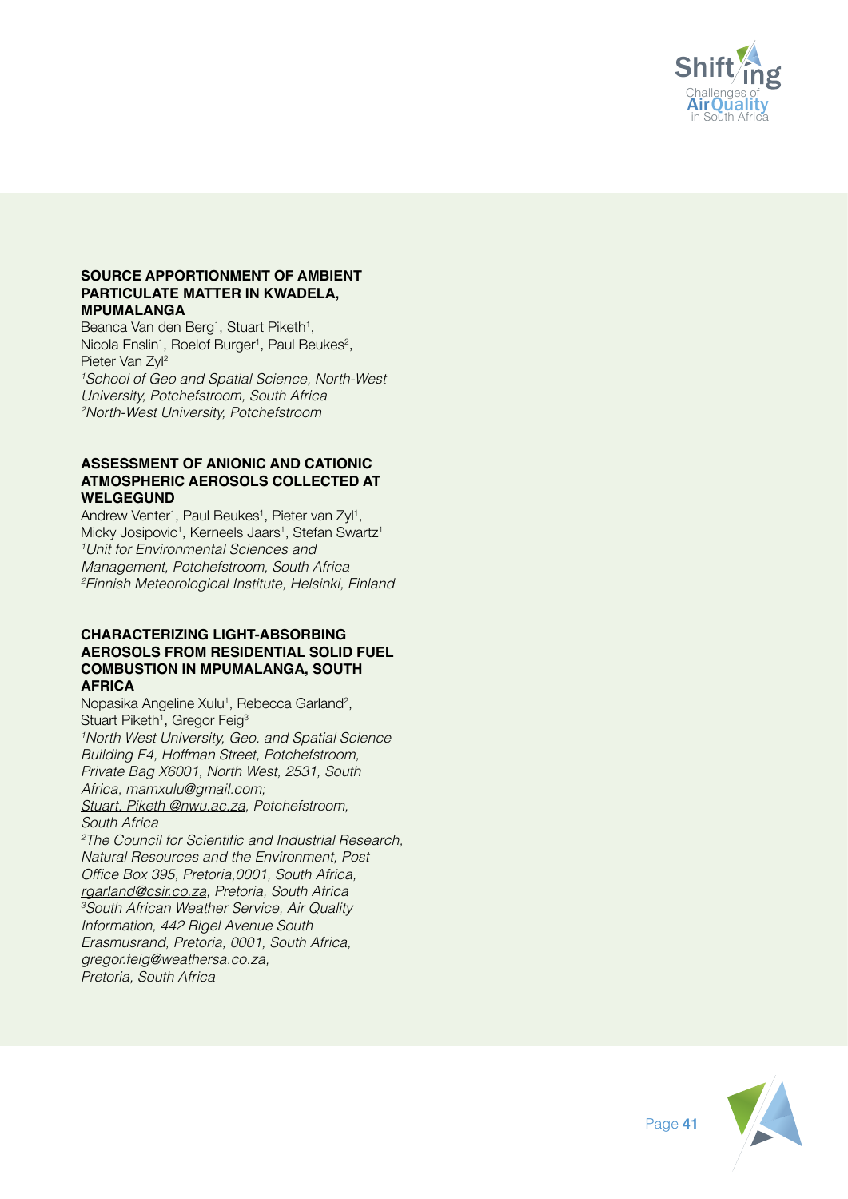### SOURCE APPORTIONMENT OF AMBIENT PARTICULATE MATTER IN KWADELA, MPUMALANGA

Beanca Van den Berg[1], Stuart Piketh[1], Nicola Enslin[1], Roelof Burger[1], Paul Beukes[2], Pieter Van Zyl[2]

*[1]School of Geo and Spatial Science, North-West University, Potchefstroom, South Africa*
*[2]North-West University, Potchefstroom*

### ASSESSMENT OF ANIONIC AND CATIONIC ATMOSPHERIC AEROSOLS COLLECTED AT WELGEGUND

Andrew Venter[1], Paul Beukes[1], Pieter van Zyl[1], Micky Josipovic[1], Kerneels Jaars[1], Stefan Swartz[1]

*[1]Unit for Environmental Sciences and Management, Potchefstroom, South Africa*
*[2]Finnish Meteorological Institute, Helsinki, Finland*

### CHARACTERIZING LIGHT-ABSORBING AEROSOLS FROM RESIDENTIAL SOLID FUEL COMBUSTION IN MPUMALANGA, SOUTH AFRICA

Nopasika Angeline Xulu[1], Rebecca Garland[2], Stuart Piketh[1], Gregor Feig[3]

*[1]North West University, Geo. and Spatial Science Building E4, Hoffman Street, Potchefstroom, Private Bag X6001, North West, 2531, South Africa, mamxulu@gmail.com; Stuart. Piketh @nwu.ac.za, Potchefstroom, South Africa*
*[2]The Council for Scientific and Industrial Research, Natural Resources and the Environment, Post Office Box 395, Pretoria,0001, South Africa, rgarland@csir.co.za, Pretoria, South Africa*
*[3]South African Weather Service, Air Quality Information, 442 Rigel Avenue South Erasmusrand, Pretoria, 0001, South Africa, gregor.feig@weathersa.co.za, Pretoria, South Africa*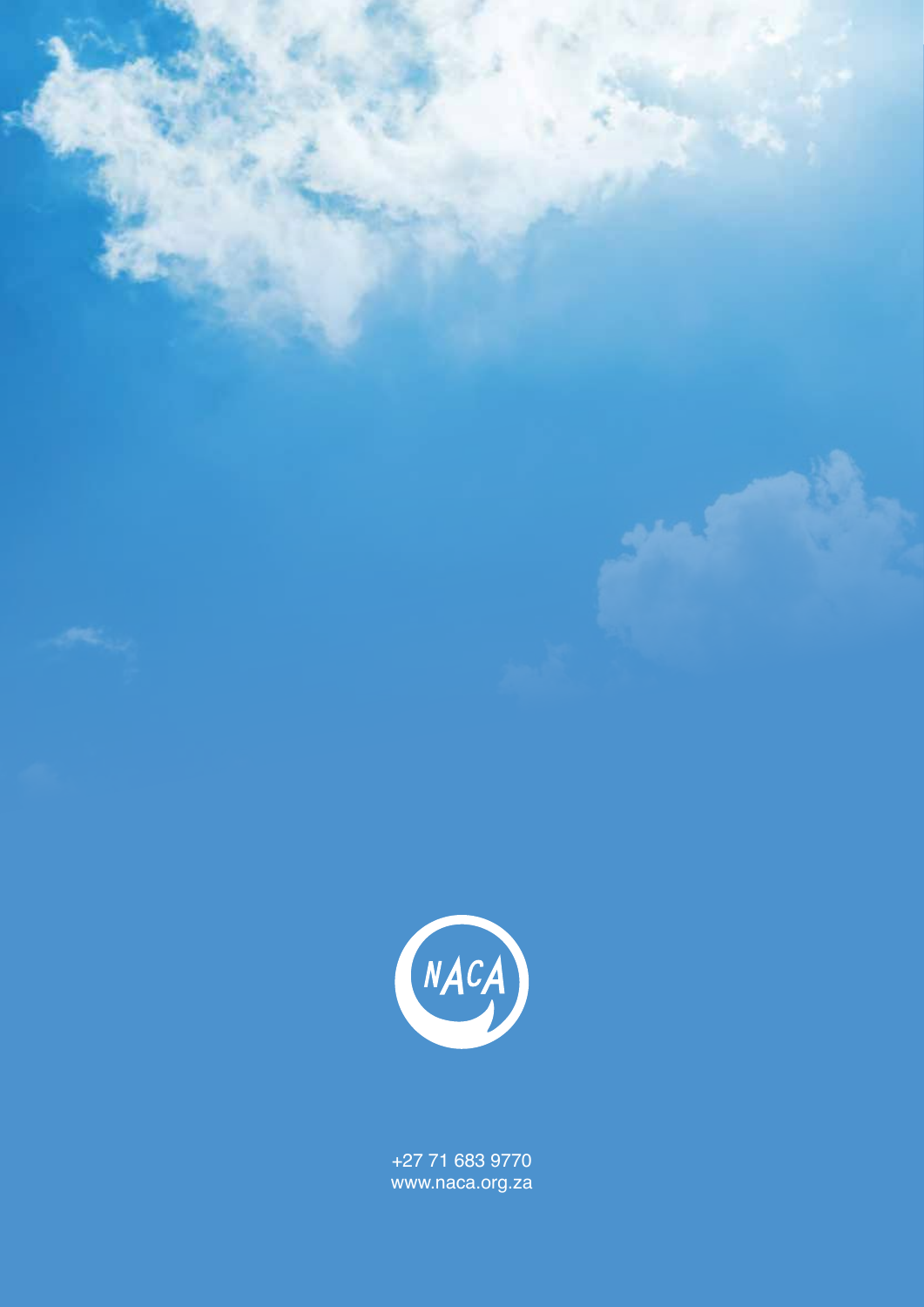NACA

+27 71 683 9770
www.naca.org.za